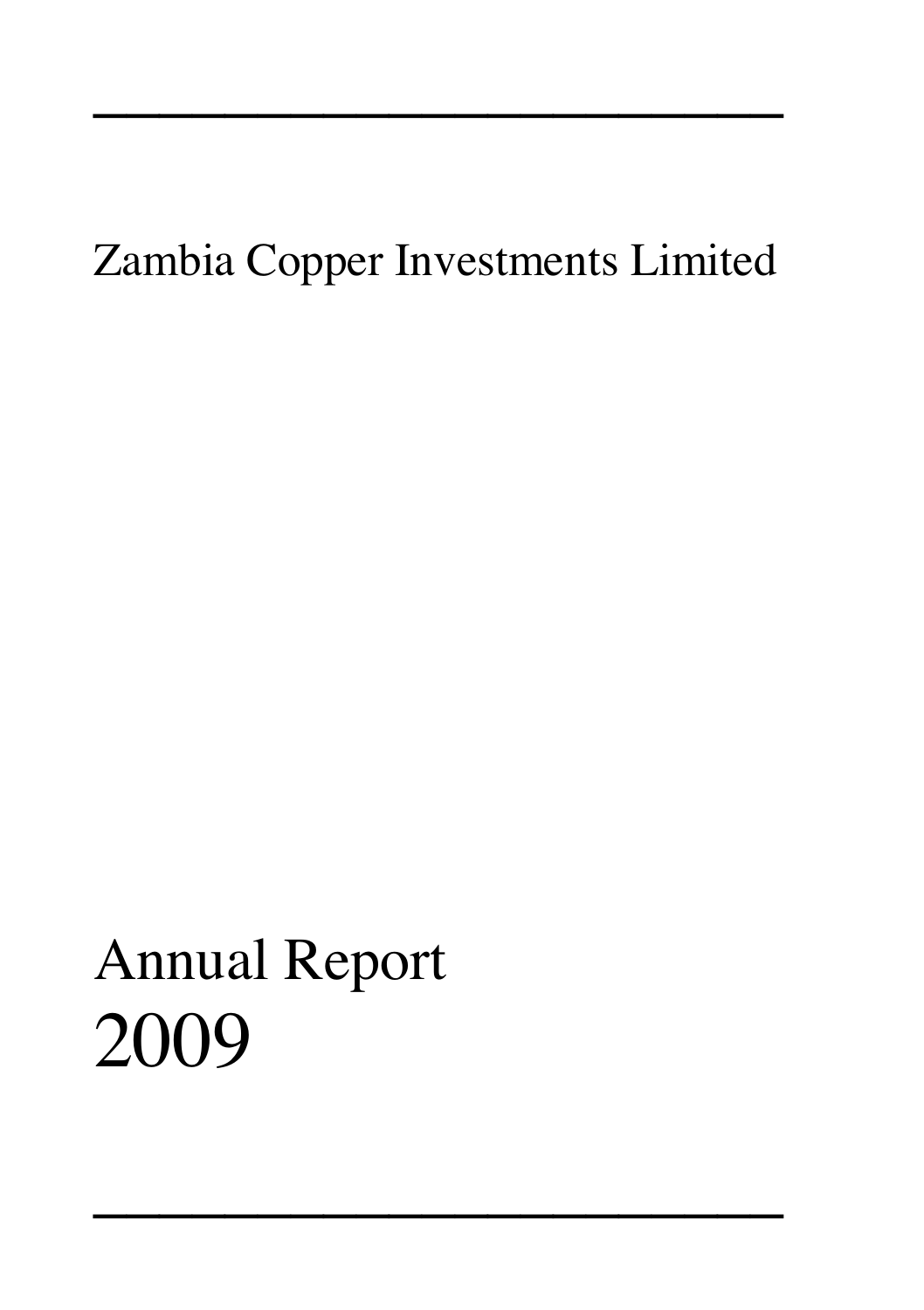# Zambia Copper Investments Limited

# Annual Report 2009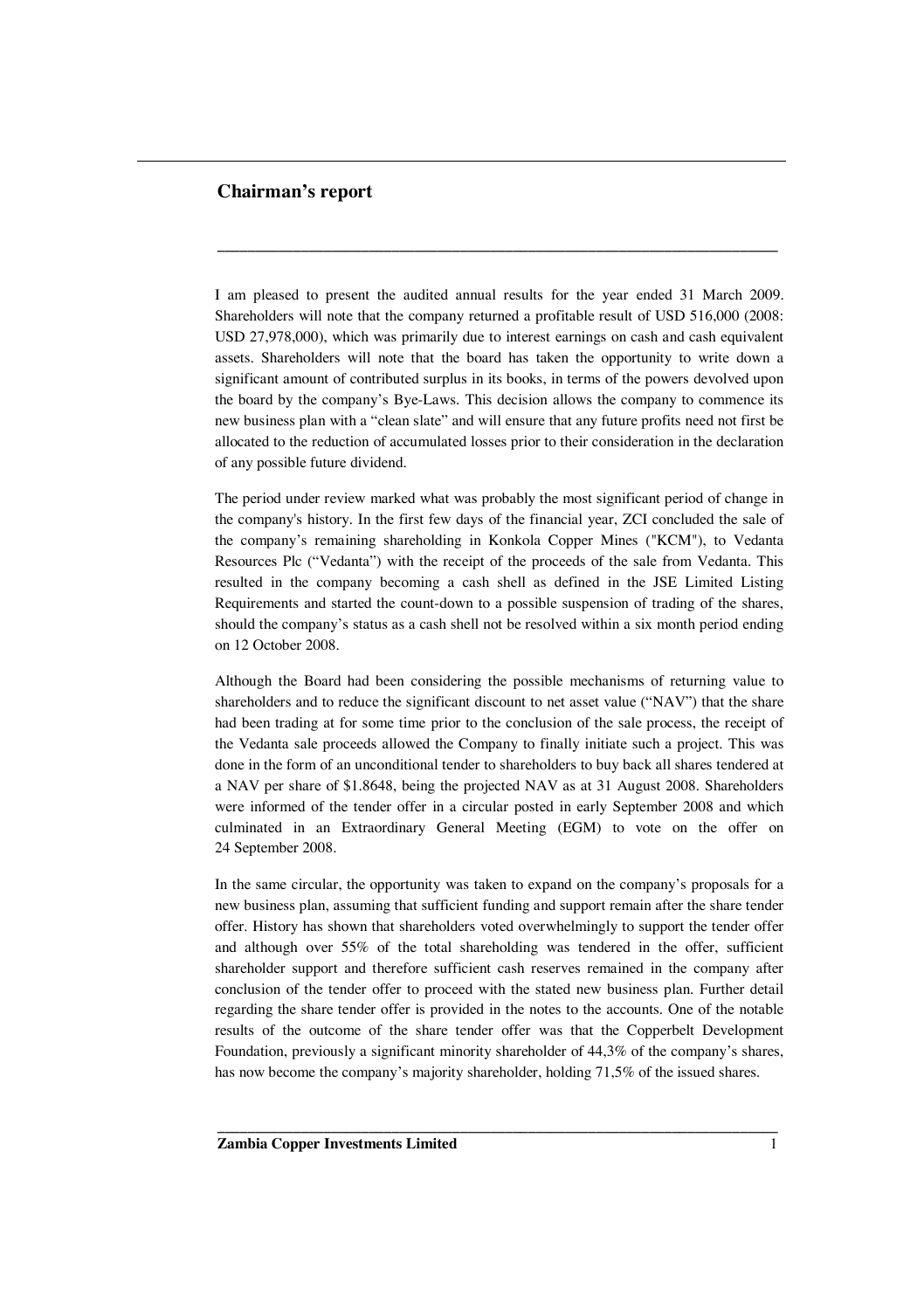## Chairman's report

I am pleased to present the audited annual results for the year ended 31 March 2009. Shareholders will note that the company returned a profitable result of USD 516,000 (2008: USD 27,978,000), which was primarily due to interest earnings on cash and cash equivalent assets. Shareholders will note that the board has taken the opportunity to write down a significant amount of contributed surplus in its books, in terms of the powers devolved upon the board by the company's Bye-Laws. This decision allows the company to commence its new business plan with a "clean slate" and will ensure that any future profits need not first be allocated to the reduction of accumulated losses prior to their consideration in the declaration of any possible future dividend.

The period under review marked what was probably the most significant period of change in the company's history. In the first few days of the financial year, ZCI concluded the sale of the company's remaining shareholding in Konkola Copper Mines ("KCM"), to Vedanta Resources Plc ("Vedanta") with the receipt of the proceeds of the sale from Vedanta. This resulted in the company becoming a cash shell as defined in the JSE Limited Listing Requirements and started the count-down to a possible suspension of trading of the shares, should the company's status as a cash shell not be resolved within a six month period ending on 12 October 2008.

Although the Board had been considering the possible mechanisms of returning value to shareholders and to reduce the significant discount to net asset value ("NAV") that the share had been trading at for some time prior to the conclusion of the sale process, the receipt of the Vedanta sale proceeds allowed the Company to finally initiate such a project. This was done in the form of an unconditional tender to shareholders to buy back all shares tendered at a NAV per share of $1.8648, being the projected NAV as at 31 August 2008. Shareholders were informed of the tender offer in a circular posted in early September 2008 and which culminated in an Extraordinary General Meeting (EGM) to vote on the offer on 24 September 2008.

In the same circular, the opportunity was taken to expand on the company's proposals for a new business plan, assuming that sufficient funding and support remain after the share tender offer. History has shown that shareholders voted overwhelmingly to support the tender offer and although over 55% of the total shareholding was tendered in the offer, sufficient shareholder support and therefore sufficient cash reserves remained in the company after conclusion of the tender offer to proceed with the stated new business plan. Further detail regarding the share tender offer is provided in the notes to the accounts. One of the notable results of the outcome of the share tender offer was that the Copperbelt Development Foundation, previously a significant minority shareholder of 44,3% of the company's shares, has now become the company's majority shareholder, holding 71,5% of the issued shares.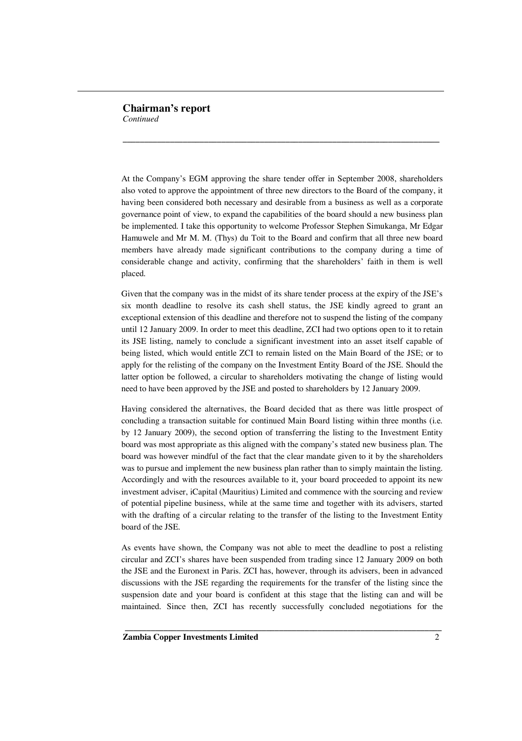## Chairman's report

*Continued*

At the Company's EGM approving the share tender offer in September 2008, shareholders also voted to approve the appointment of three new directors to the Board of the company, it having been considered both necessary and desirable from a business as well as a corporate governance point of view, to expand the capabilities of the board should a new business plan be implemented. I take this opportunity to welcome Professor Stephen Simukanga, Mr Edgar Hamuwele and Mr M. M. (Thys) du Toit to the Board and confirm that all three new board members have already made significant contributions to the company during a time of considerable change and activity, confirming that the shareholders' faith in them is well placed.

Given that the company was in the midst of its share tender process at the expiry of the JSE's six month deadline to resolve its cash shell status, the JSE kindly agreed to grant an exceptional extension of this deadline and therefore not to suspend the listing of the company until 12 January 2009. In order to meet this deadline, ZCI had two options open to it to retain its JSE listing, namely to conclude a significant investment into an asset itself capable of being listed, which would entitle ZCI to remain listed on the Main Board of the JSE; or to apply for the relisting of the company on the Investment Entity Board of the JSE. Should the latter option be followed, a circular to shareholders motivating the change of listing would need to have been approved by the JSE and posted to shareholders by 12 January 2009.

Having considered the alternatives, the Board decided that as there was little prospect of concluding a transaction suitable for continued Main Board listing within three months (i.e. by 12 January 2009), the second option of transferring the listing to the Investment Entity board was most appropriate as this aligned with the company's stated new business plan. The board was however mindful of the fact that the clear mandate given to it by the shareholders was to pursue and implement the new business plan rather than to simply maintain the listing. Accordingly and with the resources available to it, your board proceeded to appoint its new investment adviser, iCapital (Mauritius) Limited and commence with the sourcing and review of potential pipeline business, while at the same time and together with its advisers, started with the drafting of a circular relating to the transfer of the listing to the Investment Entity board of the JSE.

As events have shown, the Company was not able to meet the deadline to post a relisting circular and ZCI's shares have been suspended from trading since 12 January 2009 on both the JSE and the Euronext in Paris. ZCI has, however, through its advisers, been in advanced discussions with the JSE regarding the requirements for the transfer of the listing since the suspension date and your board is confident at this stage that the listing can and will be maintained. Since then, ZCI has recently successfully concluded negotiations for the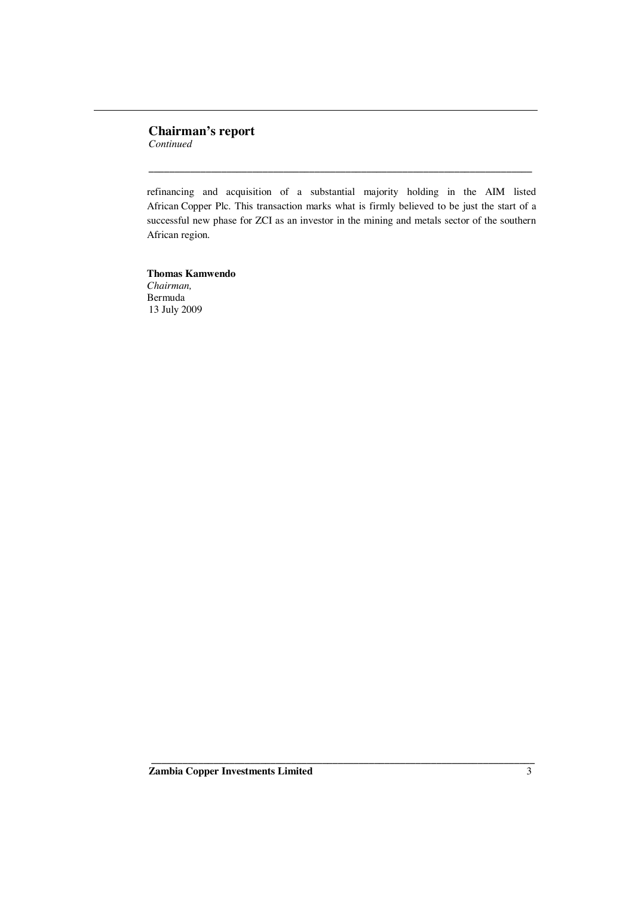## Chairman's report

*Continued*

refinancing and acquisition of a substantial majority holding in the AIM listed African Copper Plc. This transaction marks what is firmly believed to be just the start of a successful new phase for ZCI as an investor in the mining and metals sector of the southern African region.

**Thomas Kamwendo**
*Chairman,*
Bermuda
13 July 2009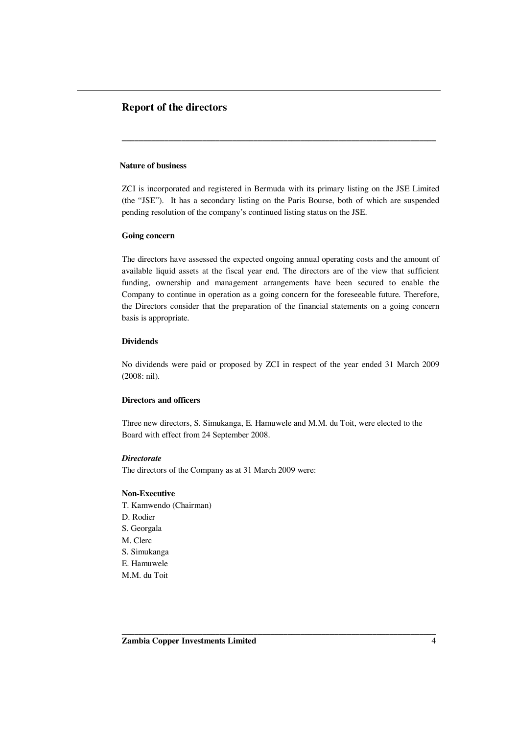## Report of the directors

### Nature of business

ZCI is incorporated and registered in Bermuda with its primary listing on the JSE Limited (the "JSE"). It has a secondary listing on the Paris Bourse, both of which are suspended pending resolution of the company's continued listing status on the JSE.

### Going concern

The directors have assessed the expected ongoing annual operating costs and the amount of available liquid assets at the fiscal year end. The directors are of the view that sufficient funding, ownership and management arrangements have been secured to enable the Company to continue in operation as a going concern for the foreseeable future. Therefore, the Directors consider that the preparation of the financial statements on a going concern basis is appropriate.

### Dividends

No dividends were paid or proposed by ZCI in respect of the year ended 31 March 2009 (2008: nil).

### Directors and officers

Three new directors, S. Simukanga, E. Hamuwele and M.M. du Toit, were elected to the Board with effect from 24 September 2008.

***Directorate***

The directors of the Company as at 31 March 2009 were:

**Non-Executive**

T. Kamwendo (Chairman)
D. Rodier
S. Georgala
M. Clerc
S. Simukanga
E. Hamuwele
M.M. du Toit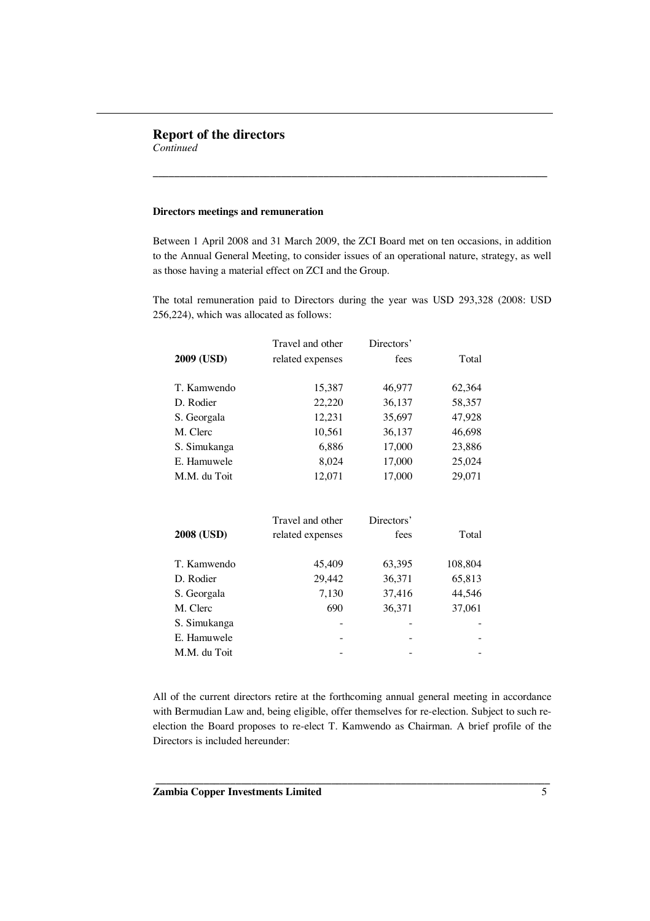## Report of the directors

*Continued*

**Directors meetings and remuneration**

Between 1 April 2008 and 31 March 2009, the ZCI Board met on ten occasions, in addition to the Annual General Meeting, to consider issues of an operational nature, strategy, as well as those having a material effect on ZCI and the Group.

The total remuneration paid to Directors during the year was USD 293,328 (2008: USD 256,224), which was allocated as follows:

| 2009 (USD) | Travel and other related expenses | Directors' fees | Total |
|---|---|---|---|
| T. Kamwendo | 15,387 | 46,977 | 62,364 |
| D. Rodier | 22,220 | 36,137 | 58,357 |
| S. Georgala | 12,231 | 35,697 | 47,928 |
| M. Clerc | 10,561 | 36,137 | 46,698 |
| S. Simukanga | 6,886 | 17,000 | 23,886 |
| E. Hamuwele | 8,024 | 17,000 | 25,024 |
| M.M. du Toit | 12,071 | 17,000 | 29,071 |

| 2008 (USD) | Travel and other related expenses | Directors' fees | Total |
|---|---|---|---|
| T. Kamwendo | 45,409 | 63,395 | 108,804 |
| D. Rodier | 29,442 | 36,371 | 65,813 |
| S. Georgala | 7,130 | 37,416 | 44,546 |
| M. Clerc | 690 | 36,371 | 37,061 |
| S. Simukanga | - | - | - |
| E. Hamuwele | - | - | - |
| M.M. du Toit | - | - | - |

All of the current directors retire at the forthcoming annual general meeting in accordance with Bermudian Law and, being eligible, offer themselves for re-election. Subject to such re-election the Board proposes to re-elect T. Kamwendo as Chairman. A brief profile of the Directors is included hereunder: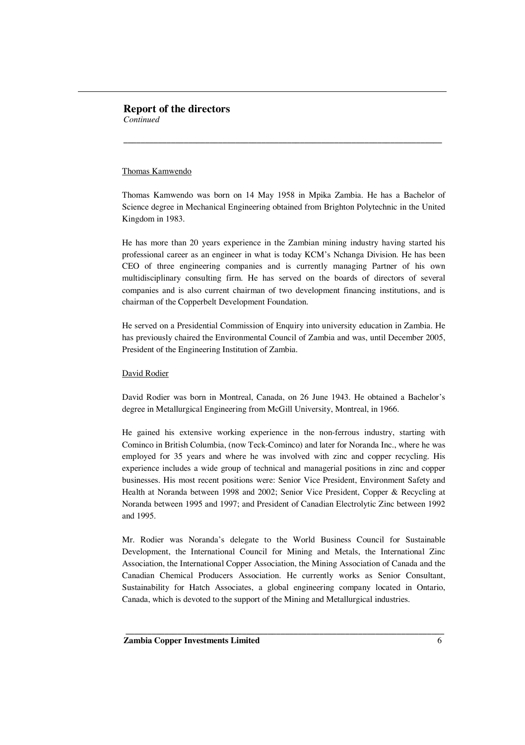## Report of the directors

*Continued*

Thomas Kamwendo

Thomas Kamwendo was born on 14 May 1958 in Mpika Zambia. He has a Bachelor of Science degree in Mechanical Engineering obtained from Brighton Polytechnic in the United Kingdom in 1983.

He has more than 20 years experience in the Zambian mining industry having started his professional career as an engineer in what is today KCM's Nchanga Division. He has been CEO of three engineering companies and is currently managing Partner of his own multidisciplinary consulting firm. He has served on the boards of directors of several companies and is also current chairman of two development financing institutions, and is chairman of the Copperbelt Development Foundation.

He served on a Presidential Commission of Enquiry into university education in Zambia. He has previously chaired the Environmental Council of Zambia and was, until December 2005, President of the Engineering Institution of Zambia.

David Rodier

David Rodier was born in Montreal, Canada, on 26 June 1943. He obtained a Bachelor's degree in Metallurgical Engineering from McGill University, Montreal, in 1966.

He gained his extensive working experience in the non-ferrous industry, starting with Cominco in British Columbia, (now Teck-Cominco) and later for Noranda Inc., where he was employed for 35 years and where he was involved with zinc and copper recycling. His experience includes a wide group of technical and managerial positions in zinc and copper businesses. His most recent positions were: Senior Vice President, Environment Safety and Health at Noranda between 1998 and 2002; Senior Vice President, Copper & Recycling at Noranda between 1995 and 1997; and President of Canadian Electrolytic Zinc between 1992 and 1995.

Mr. Rodier was Noranda's delegate to the World Business Council for Sustainable Development, the International Council for Mining and Metals, the International Zinc Association, the International Copper Association, the Mining Association of Canada and the Canadian Chemical Producers Association. He currently works as Senior Consultant, Sustainability for Hatch Associates, a global engineering company located in Ontario, Canada, which is devoted to the support of the Mining and Metallurgical industries.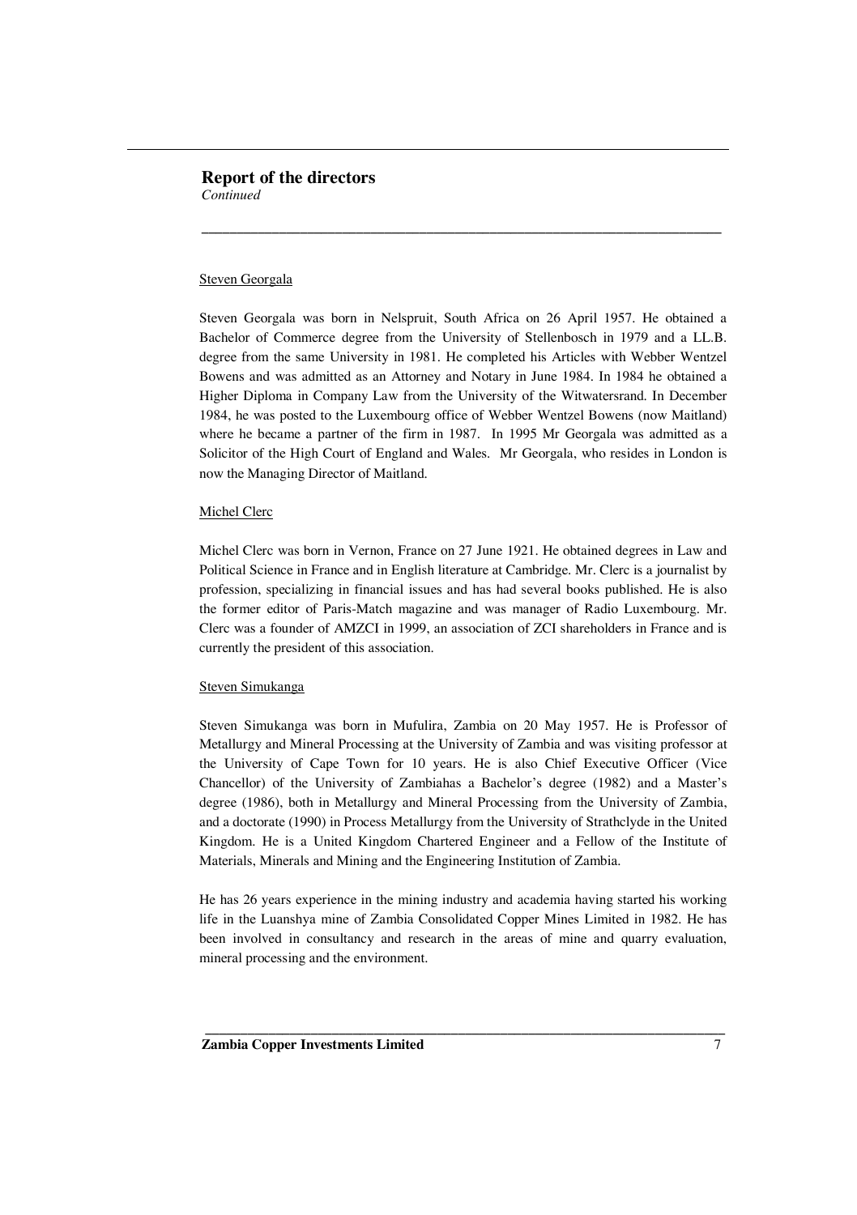## Report of the directors

*Continued*

Steven Georgala

Steven Georgala was born in Nelspruit, South Africa on 26 April 1957. He obtained a Bachelor of Commerce degree from the University of Stellenbosch in 1979 and a LL.B. degree from the same University in 1981. He completed his Articles with Webber Wentzel Bowens and was admitted as an Attorney and Notary in June 1984. In 1984 he obtained a Higher Diploma in Company Law from the University of the Witwatersrand. In December 1984, he was posted to the Luxembourg office of Webber Wentzel Bowens (now Maitland) where he became a partner of the firm in 1987. In 1995 Mr Georgala was admitted as a Solicitor of the High Court of England and Wales. Mr Georgala, who resides in London is now the Managing Director of Maitland.

Michel Clerc

Michel Clerc was born in Vernon, France on 27 June 1921. He obtained degrees in Law and Political Science in France and in English literature at Cambridge. Mr. Clerc is a journalist by profession, specializing in financial issues and has had several books published. He is also the former editor of Paris-Match magazine and was manager of Radio Luxembourg. Mr. Clerc was a founder of AMZCI in 1999, an association of ZCI shareholders in France and is currently the president of this association.

Steven Simukanga

Steven Simukanga was born in Mufulira, Zambia on 20 May 1957. He is Professor of Metallurgy and Mineral Processing at the University of Zambia and was visiting professor at the University of Cape Town for 10 years. He is also Chief Executive Officer (Vice Chancellor) of the University of Zambiahas a Bachelor's degree (1982) and a Master's degree (1986), both in Metallurgy and Mineral Processing from the University of Zambia, and a doctorate (1990) in Process Metallurgy from the University of Strathclyde in the United Kingdom. He is a United Kingdom Chartered Engineer and a Fellow of the Institute of Materials, Minerals and Mining and the Engineering Institution of Zambia.

He has 26 years experience in the mining industry and academia having started his working life in the Luanshya mine of Zambia Consolidated Copper Mines Limited in 1982. He has been involved in consultancy and research in the areas of mine and quarry evaluation, mineral processing and the environment.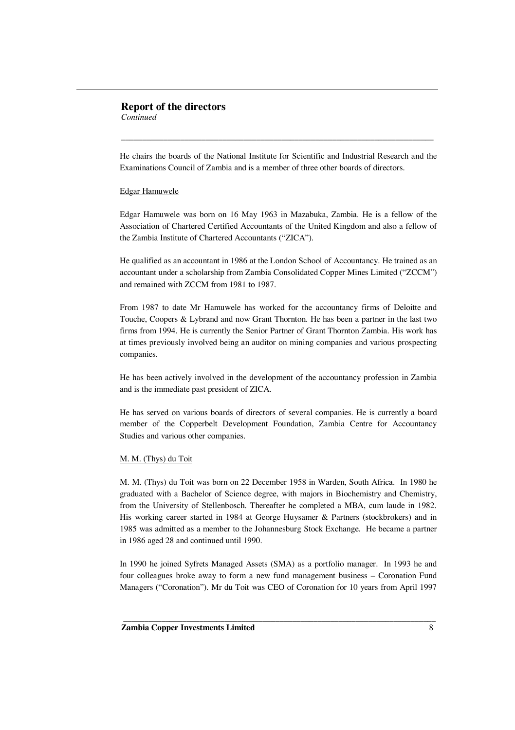## Report of the directors

*Continued*

He chairs the boards of the National Institute for Scientific and Industrial Research and the Examinations Council of Zambia and is a member of three other boards of directors.

Edgar Hamuwele

Edgar Hamuwele was born on 16 May 1963 in Mazabuka, Zambia. He is a fellow of the Association of Chartered Certified Accountants of the United Kingdom and also a fellow of the Zambia Institute of Chartered Accountants ("ZICA").

He qualified as an accountant in 1986 at the London School of Accountancy. He trained as an accountant under a scholarship from Zambia Consolidated Copper Mines Limited ("ZCCM") and remained with ZCCM from 1981 to 1987.

From 1987 to date Mr Hamuwele has worked for the accountancy firms of Deloitte and Touche, Coopers & Lybrand and now Grant Thornton. He has been a partner in the last two firms from 1994. He is currently the Senior Partner of Grant Thornton Zambia. His work has at times previously involved being an auditor on mining companies and various prospecting companies.

He has been actively involved in the development of the accountancy profession in Zambia and is the immediate past president of ZICA.

He has served on various boards of directors of several companies. He is currently a board member of the Copperbelt Development Foundation, Zambia Centre for Accountancy Studies and various other companies.

M. M. (Thys) du Toit

M. M. (Thys) du Toit was born on 22 December 1958 in Warden, South Africa. In 1980 he graduated with a Bachelor of Science degree, with majors in Biochemistry and Chemistry, from the University of Stellenbosch. Thereafter he completed a MBA, cum laude in 1982. His working career started in 1984 at George Huysamer & Partners (stockbrokers) and in 1985 was admitted as a member to the Johannesburg Stock Exchange. He became a partner in 1986 aged 28 and continued until 1990.

In 1990 he joined Syfrets Managed Assets (SMA) as a portfolio manager. In 1993 he and four colleagues broke away to form a new fund management business – Coronation Fund Managers ("Coronation"). Mr du Toit was CEO of Coronation for 10 years from April 1997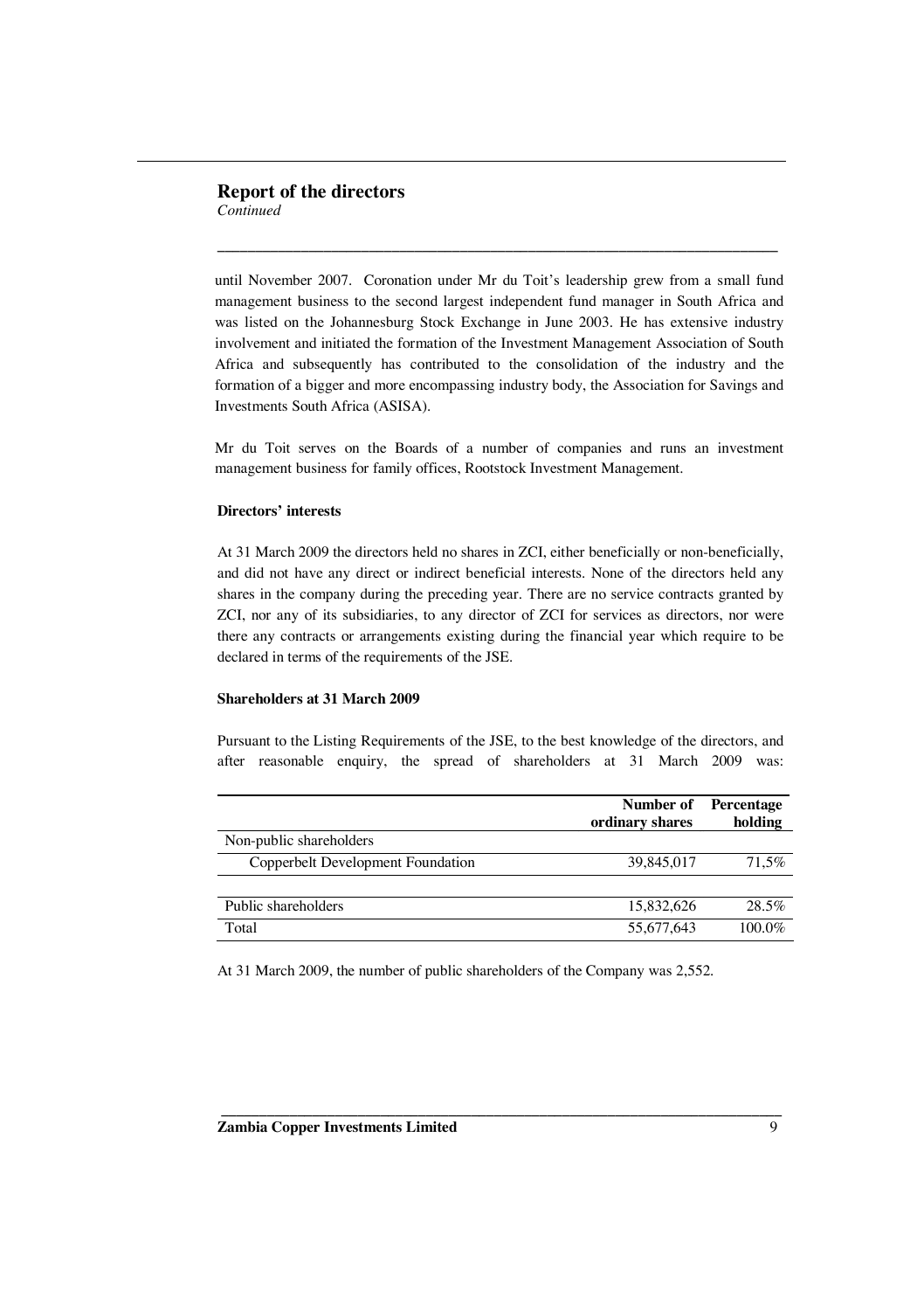## Report of the directors

*Continued*

until November 2007. Coronation under Mr du Toit's leadership grew from a small fund management business to the second largest independent fund manager in South Africa and was listed on the Johannesburg Stock Exchange in June 2003. He has extensive industry involvement and initiated the formation of the Investment Management Association of South Africa and subsequently has contributed to the consolidation of the industry and the formation of a bigger and more encompassing industry body, the Association for Savings and Investments South Africa (ASISA).

Mr du Toit serves on the Boards of a number of companies and runs an investment management business for family offices, Rootstock Investment Management.

**Directors' interests**

At 31 March 2009 the directors held no shares in ZCI, either beneficially or non-beneficially, and did not have any direct or indirect beneficial interests. None of the directors held any shares in the company during the preceding year. There are no service contracts granted by ZCI, nor any of its subsidiaries, to any director of ZCI for services as directors, nor were there any contracts or arrangements existing during the financial year which require to be declared in terms of the requirements of the JSE.

**Shareholders at 31 March 2009**

Pursuant to the Listing Requirements of the JSE, to the best knowledge of the directors, and after reasonable enquiry, the spread of shareholders at 31 March 2009 was:

| | Number of ordinary shares | Percentage holding |
|---|---|---|
| Non-public shareholders | | |
| Copperbelt Development Foundation | 39,845,017 | 71,5% |
| Public shareholders | 15,832,626 | 28.5% |
| Total | 55,677,643 | 100.0% |

At 31 March 2009, the number of public shareholders of the Company was 2,552.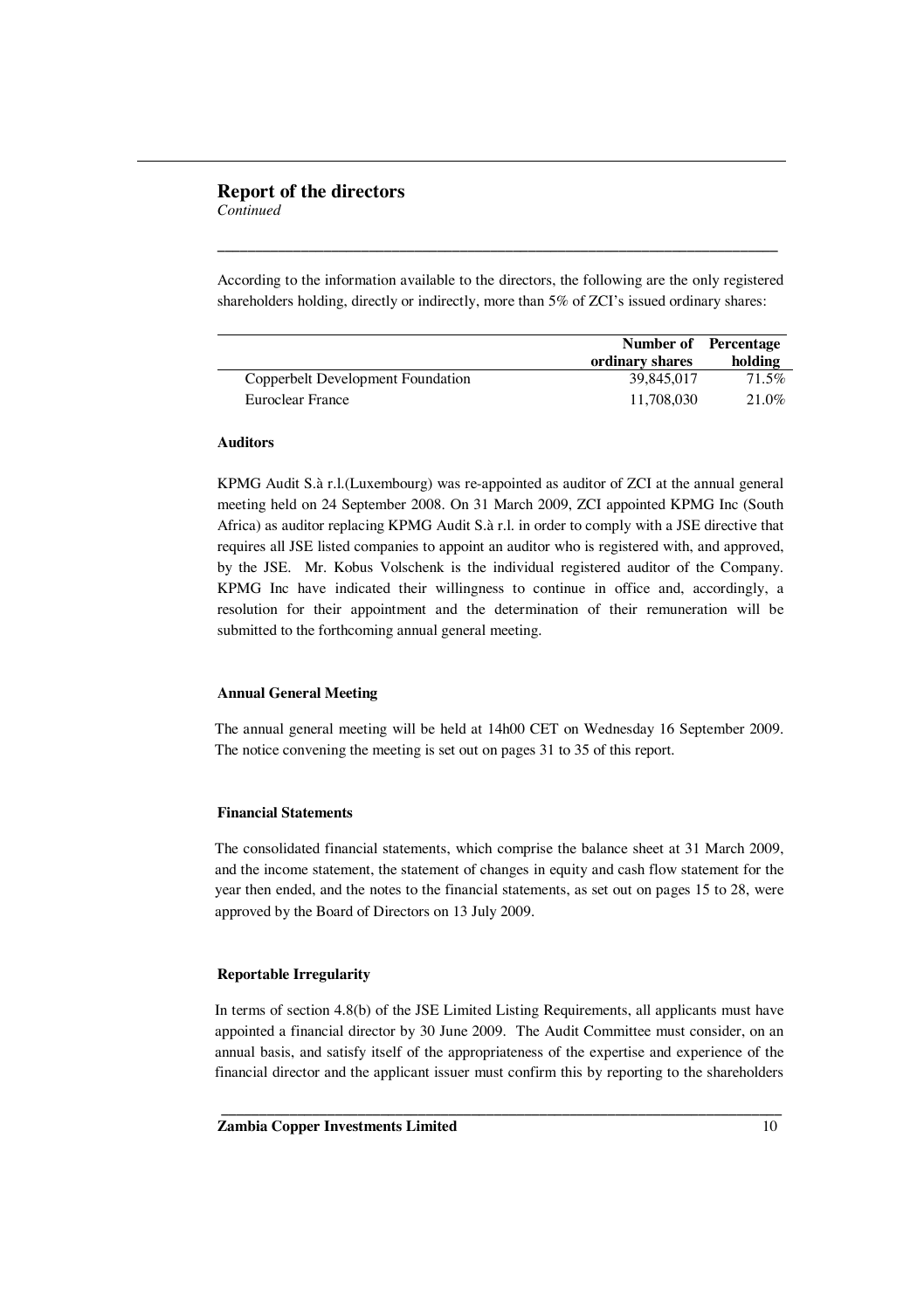## Report of the directors

*Continued*

According to the information available to the directors, the following are the only registered shareholders holding, directly or indirectly, more than 5% of ZCI's issued ordinary shares:

| | Number of ordinary shares | Percentage holding |
|---|---|---|
| Copperbelt Development Foundation | 39,845,017 | 71.5% |
| Euroclear France | 11,708,030 | 21.0% |

**Auditors**

KPMG Audit S.à r.l.(Luxembourg) was re-appointed as auditor of ZCI at the annual general meeting held on 24 September 2008. On 31 March 2009, ZCI appointed KPMG Inc (South Africa) as auditor replacing KPMG Audit S.à r.l. in order to comply with a JSE directive that requires all JSE listed companies to appoint an auditor who is registered with, and approved, by the JSE. Mr. Kobus Volschenk is the individual registered auditor of the Company. KPMG Inc have indicated their willingness to continue in office and, accordingly, a resolution for their appointment and the determination of their remuneration will be submitted to the forthcoming annual general meeting.

**Annual General Meeting**

The annual general meeting will be held at 14h00 CET on Wednesday 16 September 2009. The notice convening the meeting is set out on pages 31 to 35 of this report.

**Financial Statements**

The consolidated financial statements, which comprise the balance sheet at 31 March 2009, and the income statement, the statement of changes in equity and cash flow statement for the year then ended, and the notes to the financial statements, as set out on pages 15 to 28, were approved by the Board of Directors on 13 July 2009.

**Reportable Irregularity**

In terms of section 4.8(b) of the JSE Limited Listing Requirements, all applicants must have appointed a financial director by 30 June 2009. The Audit Committee must consider, on an annual basis, and satisfy itself of the appropriateness of the expertise and experience of the financial director and the applicant issuer must confirm this by reporting to the shareholders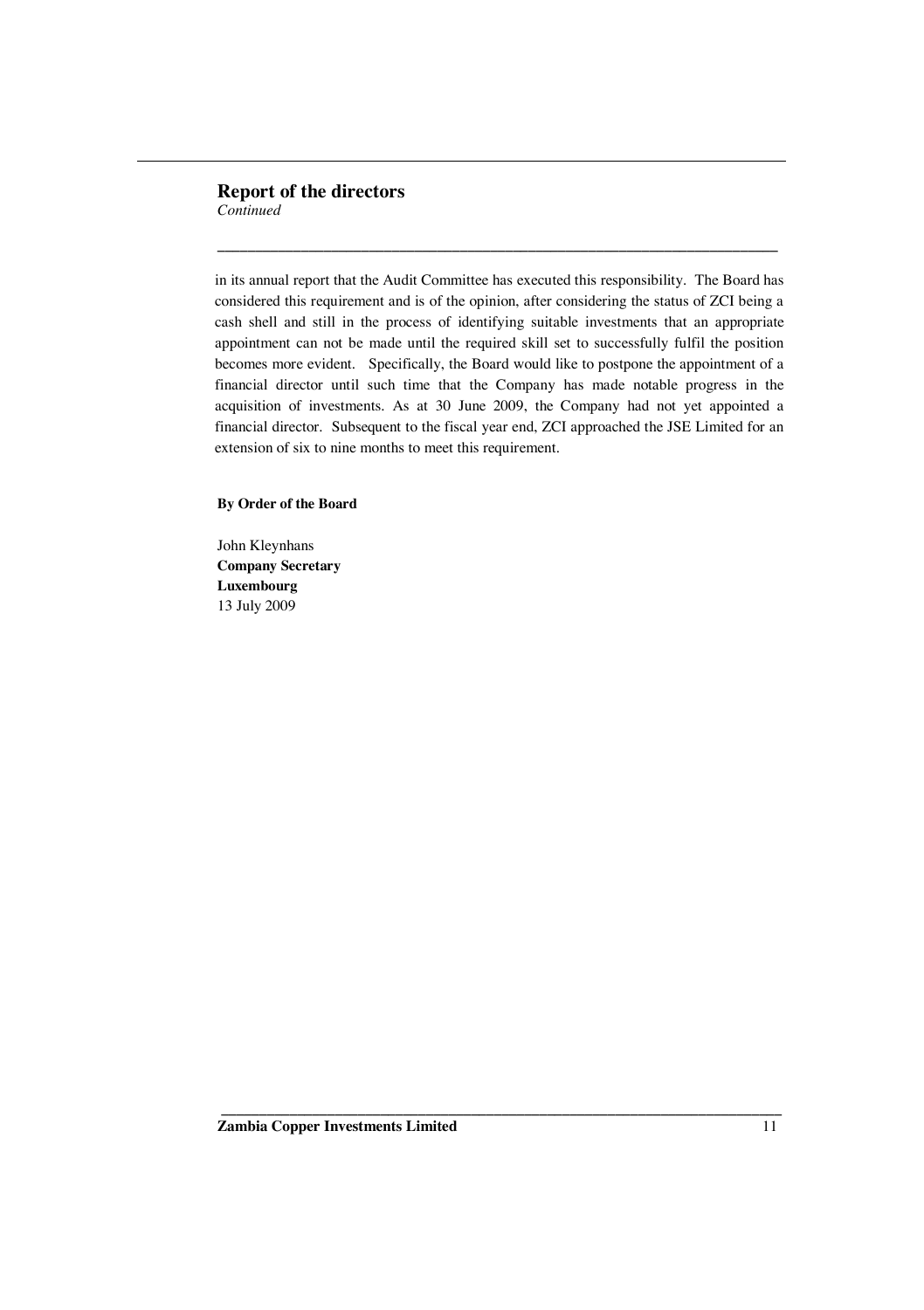## Report of the directors

*Continued*

in its annual report that the Audit Committee has executed this responsibility. The Board has considered this requirement and is of the opinion, after considering the status of ZCI being a cash shell and still in the process of identifying suitable investments that an appropriate appointment can not be made until the required skill set to successfully fulfil the position becomes more evident. Specifically, the Board would like to postpone the appointment of a financial director until such time that the Company has made notable progress in the acquisition of investments. As at 30 June 2009, the Company had not yet appointed a financial director. Subsequent to the fiscal year end, ZCI approached the JSE Limited for an extension of six to nine months to meet this requirement.

**By Order of the Board**

John Kleynhans  
**Company Secretary**  
**Luxembourg**  
13 July 2009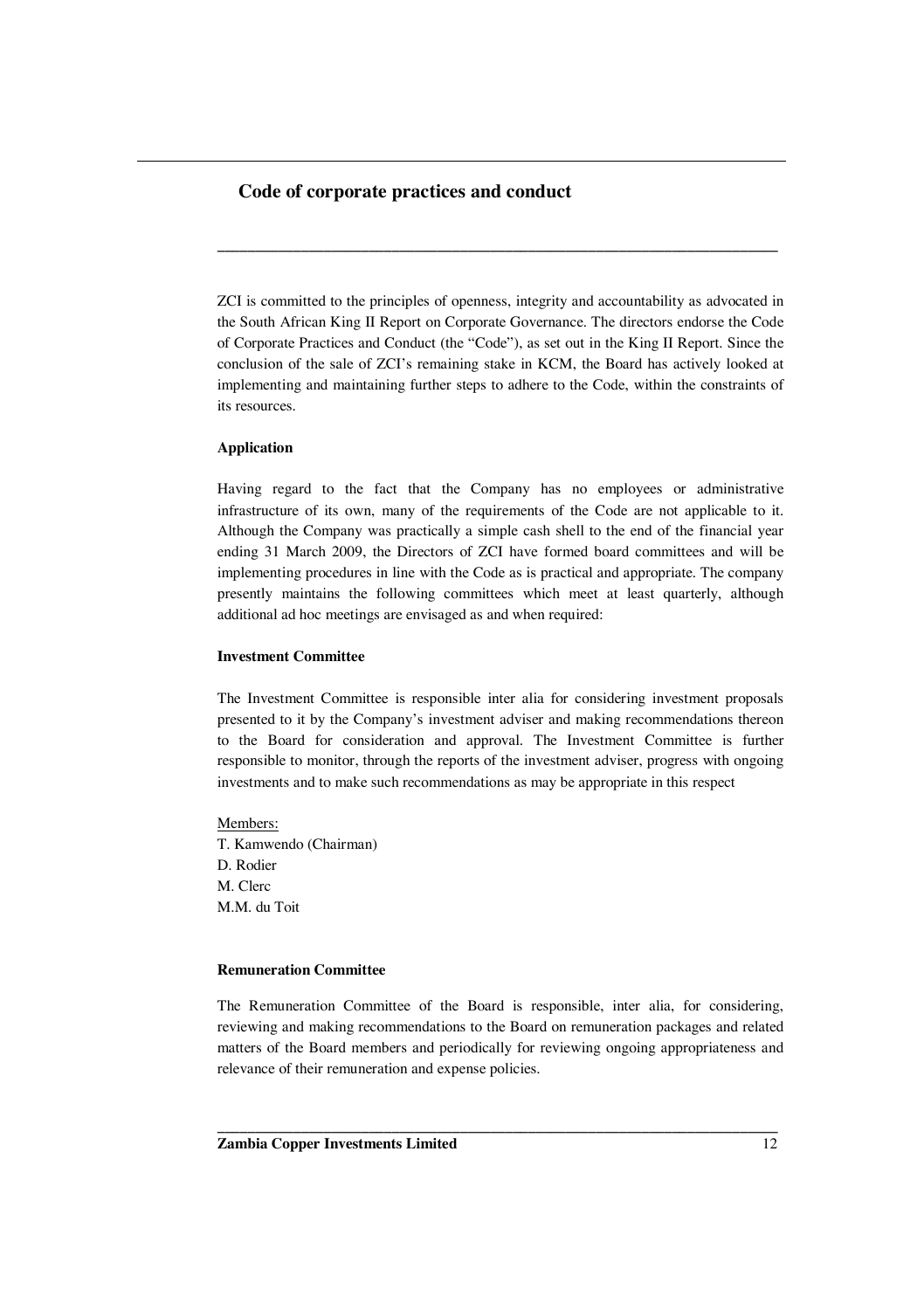## Code of corporate practices and conduct

ZCI is committed to the principles of openness, integrity and accountability as advocated in the South African King II Report on Corporate Governance. The directors endorse the Code of Corporate Practices and Conduct (the "Code"), as set out in the King II Report. Since the conclusion of the sale of ZCI's remaining stake in KCM, the Board has actively looked at implementing and maintaining further steps to adhere to the Code, within the constraints of its resources.

**Application**

Having regard to the fact that the Company has no employees or administrative infrastructure of its own, many of the requirements of the Code are not applicable to it. Although the Company was practically a simple cash shell to the end of the financial year ending 31 March 2009, the Directors of ZCI have formed board committees and will be implementing procedures in line with the Code as is practical and appropriate. The company presently maintains the following committees which meet at least quarterly, although additional ad hoc meetings are envisaged as and when required:

**Investment Committee**

The Investment Committee is responsible inter alia for considering investment proposals presented to it by the Company's investment adviser and making recommendations thereon to the Board for consideration and approval. The Investment Committee is further responsible to monitor, through the reports of the investment adviser, progress with ongoing investments and to make such recommendations as may be appropriate in this respect

Members:
T. Kamwendo (Chairman)
D. Rodier
M. Clerc
M.M. du Toit

**Remuneration Committee**

The Remuneration Committee of the Board is responsible, inter alia, for considering, reviewing and making recommendations to the Board on remuneration packages and related matters of the Board members and periodically for reviewing ongoing appropriateness and relevance of their remuneration and expense policies.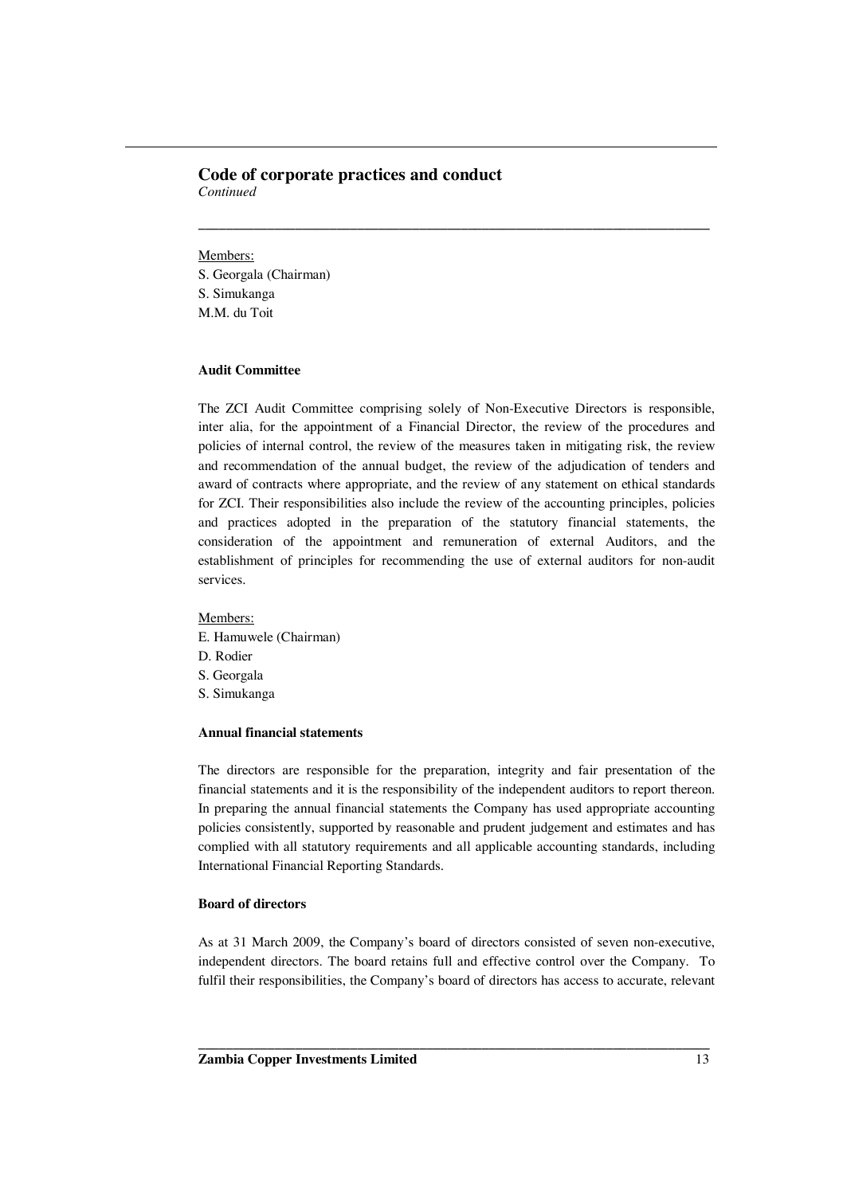## Code of corporate practices and conduct

*Continued*

Members:
S. Georgala (Chairman)
S. Simukanga
M.M. du Toit

**Audit Committee**

The ZCI Audit Committee comprising solely of Non-Executive Directors is responsible, inter alia, for the appointment of a Financial Director, the review of the procedures and policies of internal control, the review of the measures taken in mitigating risk, the review and recommendation of the annual budget, the review of the adjudication of tenders and award of contracts where appropriate, and the review of any statement on ethical standards for ZCI. Their responsibilities also include the review of the accounting principles, policies and practices adopted in the preparation of the statutory financial statements, the consideration of the appointment and remuneration of external Auditors, and the establishment of principles for recommending the use of external auditors for non-audit services.

Members:
E. Hamuwele (Chairman)
D. Rodier
S. Georgala
S. Simukanga

**Annual financial statements**

The directors are responsible for the preparation, integrity and fair presentation of the financial statements and it is the responsibility of the independent auditors to report thereon. In preparing the annual financial statements the Company has used appropriate accounting policies consistently, supported by reasonable and prudent judgement and estimates and has complied with all statutory requirements and all applicable accounting standards, including International Financial Reporting Standards.

**Board of directors**

As at 31 March 2009, the Company's board of directors consisted of seven non-executive, independent directors. The board retains full and effective control over the Company. To fulfil their responsibilities, the Company's board of directors has access to accurate, relevant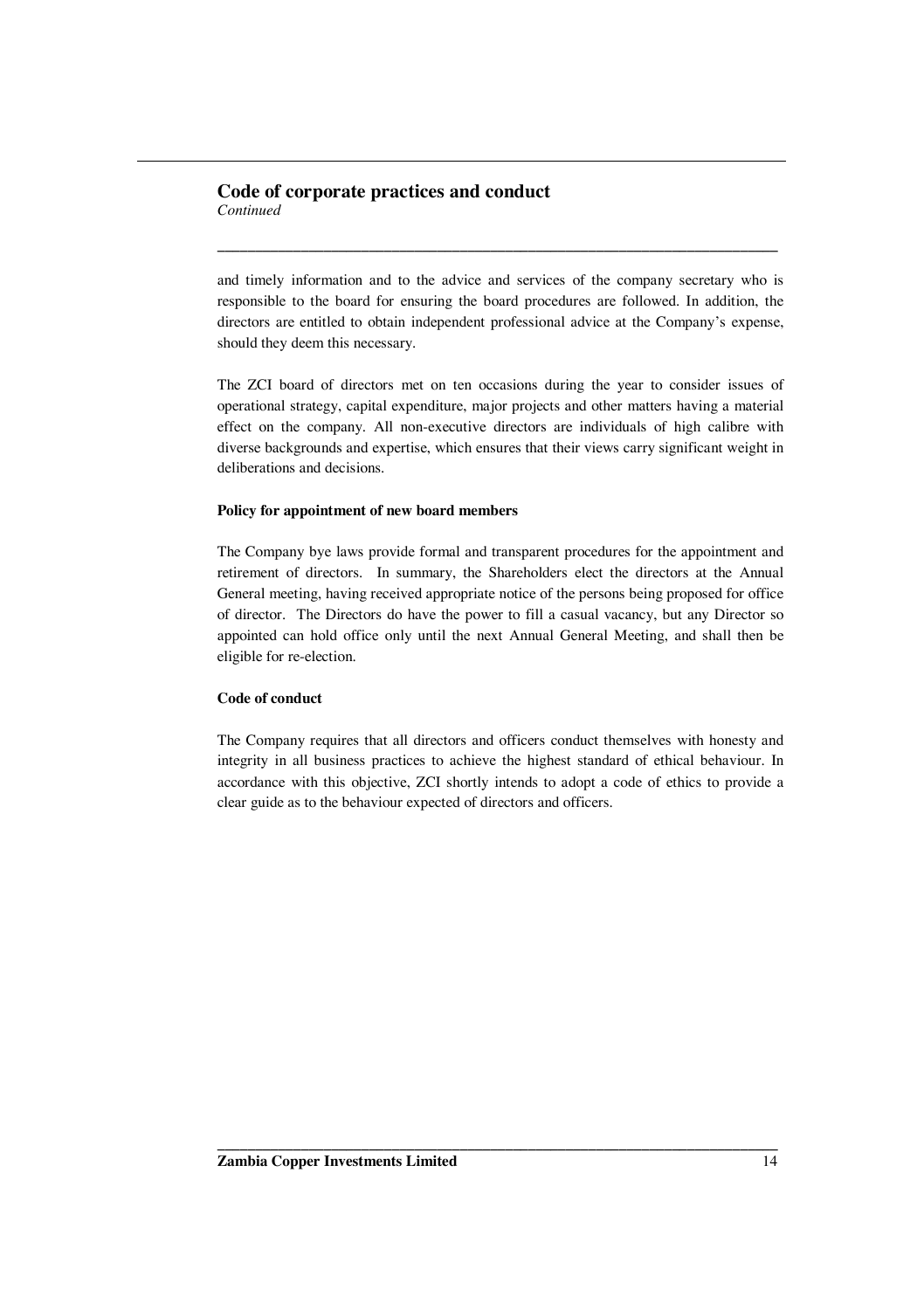## Code of corporate practices and conduct
*Continued*

and timely information and to the advice and services of the company secretary who is responsible to the board for ensuring the board procedures are followed. In addition, the directors are entitled to obtain independent professional advice at the Company's expense, should they deem this necessary.

The ZCI board of directors met on ten occasions during the year to consider issues of operational strategy, capital expenditure, major projects and other matters having a material effect on the company. All non-executive directors are individuals of high calibre with diverse backgrounds and expertise, which ensures that their views carry significant weight in deliberations and decisions.

**Policy for appointment of new board members**

The Company bye laws provide formal and transparent procedures for the appointment and retirement of directors. In summary, the Shareholders elect the directors at the Annual General meeting, having received appropriate notice of the persons being proposed for office of director. The Directors do have the power to fill a casual vacancy, but any Director so appointed can hold office only until the next Annual General Meeting, and shall then be eligible for re-election.

**Code of conduct**

The Company requires that all directors and officers conduct themselves with honesty and integrity in all business practices to achieve the highest standard of ethical behaviour. In accordance with this objective, ZCI shortly intends to adopt a code of ethics to provide a clear guide as to the behaviour expected of directors and officers.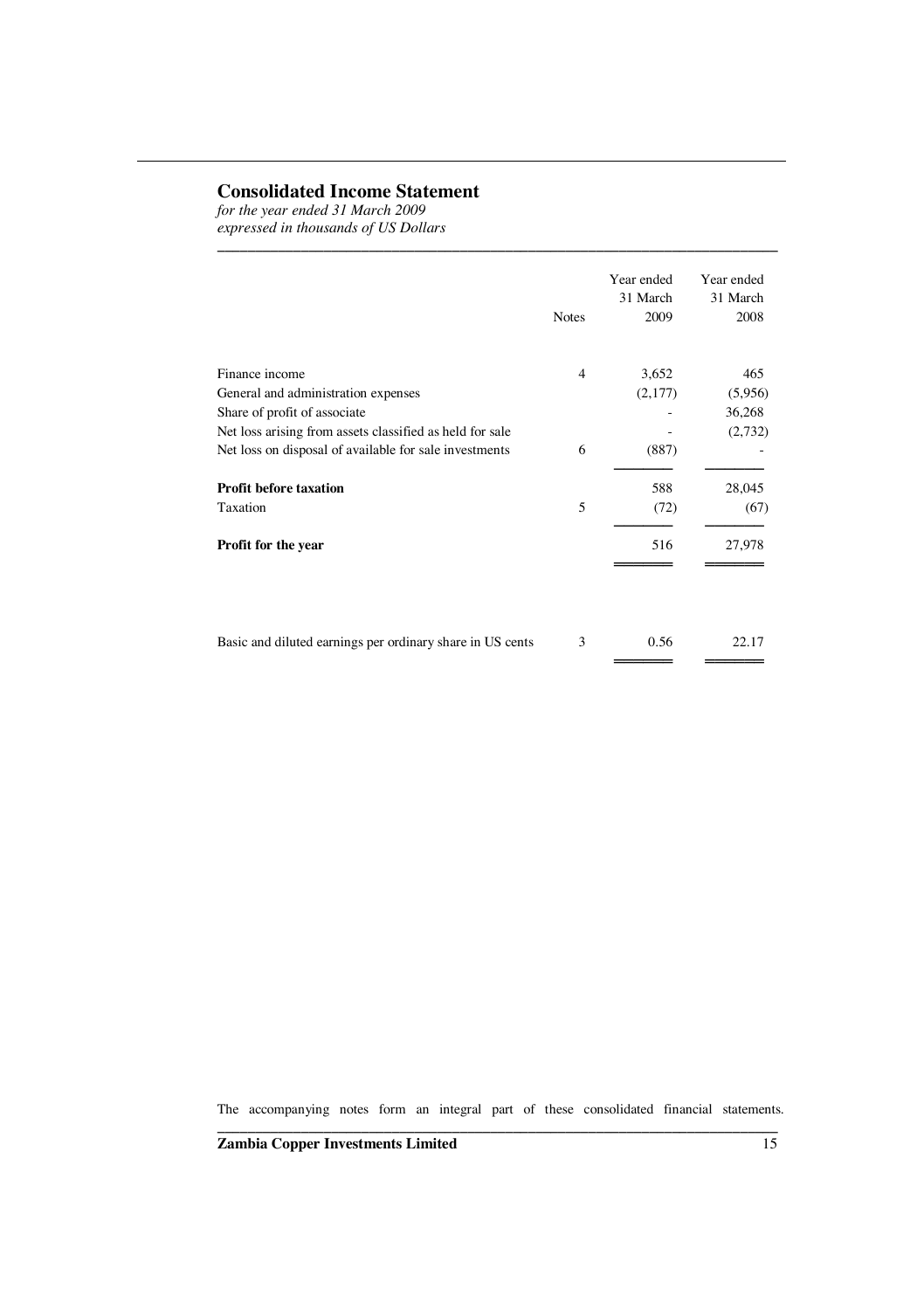# Consolidated Income Statement

*for the year ended 31 March 2009*
*expressed in thousands of US Dollars*

| | Notes | Year ended 31 March 2009 | Year ended 31 March 2008 |
|---|---|---|---|
| Finance income | 4 | 3,652 | 465 |
| General and administration expenses | | (2,177) | (5,956) |
| Share of profit of associate | | - | 36,268 |
| Net loss arising from assets classified as held for sale | | - | (2,732) |
| Net loss on disposal of available for sale investments | 6 | (887) | - |
| **Profit before taxation** | | 588 | 28,045 |
| Taxation | 5 | (72) | (67) |
| **Profit for the year** | | 516 | 27,978 |
| Basic and diluted earnings per ordinary share in US cents | 3 | 0.56 | 22.17 |

The accompanying notes form an integral part of these consolidated financial statements.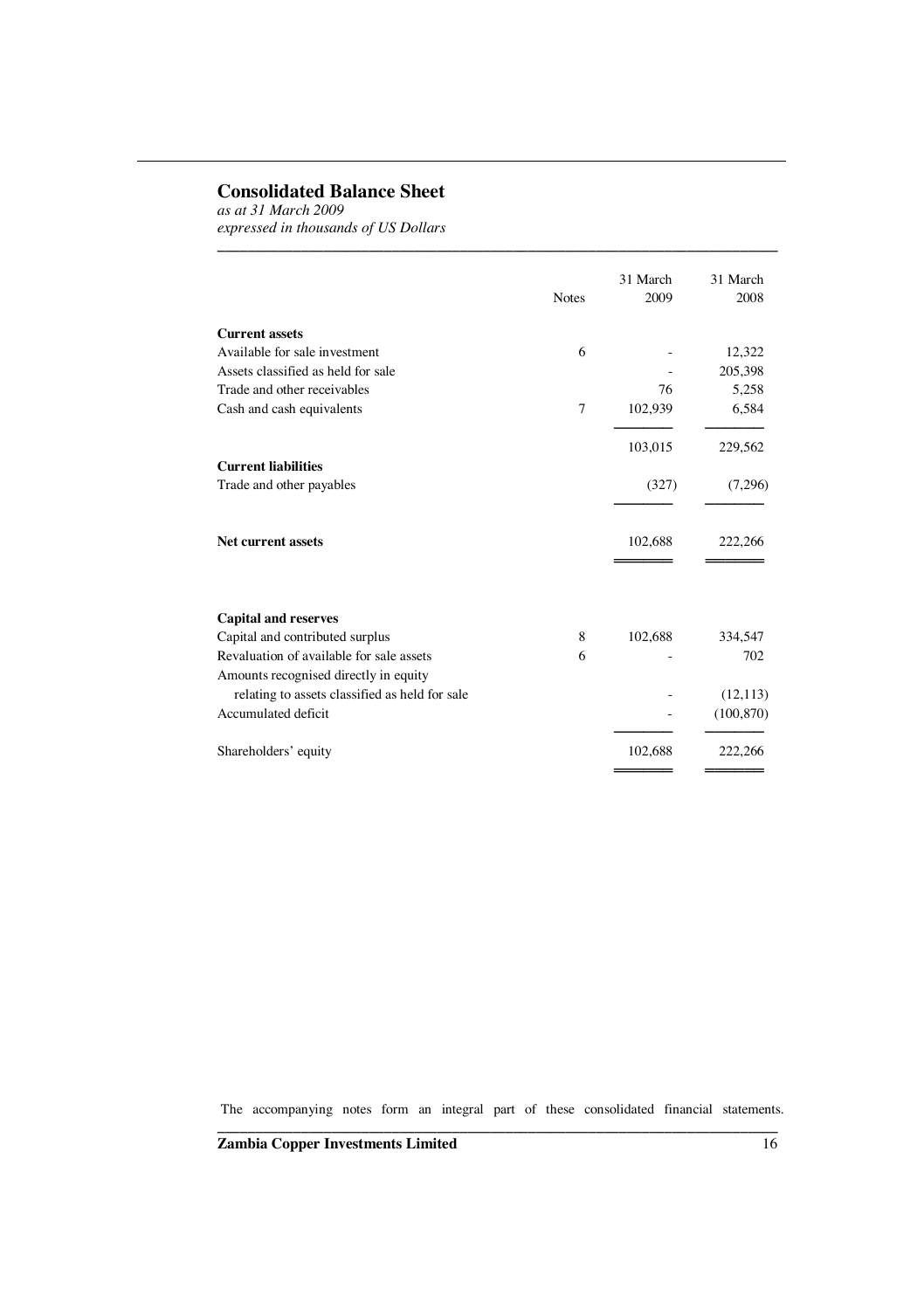## Consolidated Balance Sheet

*as at 31 March 2009*
*expressed in thousands of US Dollars*

| | Notes | 31 March 2009 | 31 March 2008 |
|---|---|---|---|
| **Current assets** | | | |
| Available for sale investment | 6 | - | 12,322 |
| Assets classified as held for sale | | - | 205,398 |
| Trade and other receivables | | 76 | 5,258 |
| Cash and cash equivalents | 7 | 102,939 | 6,584 |
| | | 103,015 | 229,562 |
| **Current liabilities** | | | |
| Trade and other payables | | (327) | (7,296) |
| **Net current assets** | | 102,688 | 222,266 |
| **Capital and reserves** | | | |
| Capital and contributed surplus | 8 | 102,688 | 334,547 |
| Revaluation of available for sale assets | 6 | - | 702 |
| Amounts recognised directly in equity relating to assets classified as held for sale | | - | (12,113) |
| Accumulated deficit | | - | (100,870) |
| Shareholders' equity | | 102,688 | 222,266 |

The accompanying notes form an integral part of these consolidated financial statements.

**Zambia Copper Investments Limited**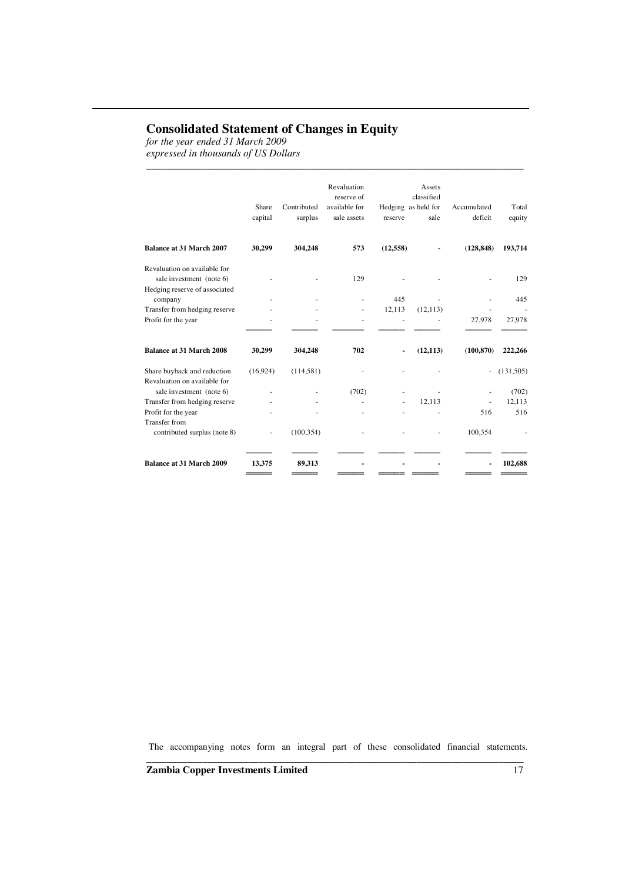# Consolidated Statement of Changes in Equity

*for the year ended 31 March 2009*
*expressed in thousands of US Dollars*

| | Share capital | Contributed surplus | Revaluation reserve of available for sale assets | Hedging reserve | Assets classified as held for sale | Accumulated deficit | Total equity |
|---|---|---|---|---|---|---|---|
| **Balance at 31 March 2007** | **30,299** | **304,248** | **573** | **(12,558)** | **-** | **(128,848)** | **193,714** |
| Revaluation on available for sale investment (note 6) | - | - | 129 | - | - | - | 129 |
| Hedging reserve of associated company | - | - | - | 445 | - | - | 445 |
| Transfer from hedging reserve | - | - | - | 12,113 | (12,113) | - | - |
| Profit for the year | - | - | - | - | - | 27,978 | 27,978 |
| **Balance at 31 March 2008** | **30,299** | **304,248** | **702** | **-** | **(12,113)** | **(100,870)** | **222,266** |
| Share buyback and reduction | (16,924) | (114,581) | - | - | - | - | (131,505) |
| Revaluation on available for sale investment (note 6) | - | - | (702) | - | - | - | (702) |
| Transfer from hedging reserve | - | - | - | - | 12,113 | - | 12,113 |
| Profit for the year | - | - | - | - | - | 516 | 516 |
| Transfer from contributed surplus (note 8) | - | (100,354) | - | - | - | 100,354 | - |
| **Balance at 31 March 2009** | **13,375** | **89,313** | **-** | **-** | **-** | **-** | **102,688** |

The accompanying notes form an integral part of these consolidated financial statements.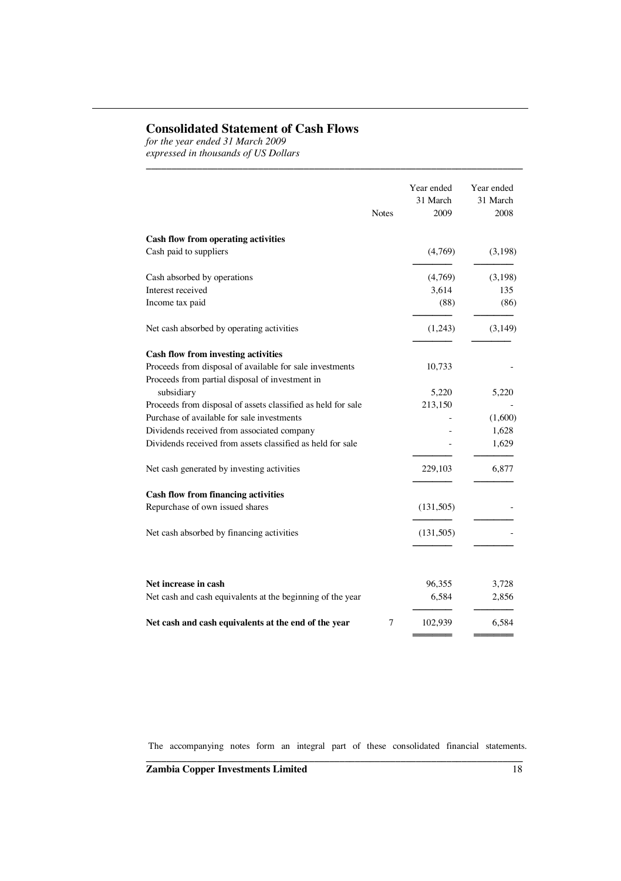# Consolidated Statement of Cash Flows

*for the year ended 31 March 2009*
*expressed in thousands of US Dollars*

| | Notes | Year ended 31 March 2009 | Year ended 31 March 2008 |
|---|---|---|---|
| **Cash flow from operating activities** | | | |
| Cash paid to suppliers | | (4,769) | (3,198) |
| Cash absorbed by operations | | (4,769) | (3,198) |
| Interest received | | 3,614 | 135 |
| Income tax paid | | (88) | (86) |
| Net cash absorbed by operating activities | | (1,243) | (3,149) |
| **Cash flow from investing activities** | | | |
| Proceeds from disposal of available for sale investments | | 10,733 | - |
| Proceeds from partial disposal of investment in subsidiary | | 5,220 | 5,220 |
| Proceeds from disposal of assets classified as held for sale | | 213,150 | - |
| Purchase of available for sale investments | | - | (1,600) |
| Dividends received from associated company | | - | 1,628 |
| Dividends received from assets classified as held for sale | | - | 1,629 |
| Net cash generated by investing activities | | 229,103 | 6,877 |
| **Cash flow from financing activities** | | | |
| Repurchase of own issued shares | | (131,505) | - |
| Net cash absorbed by financing activities | | (131,505) | - |
| **Net increase in cash** | | 96,355 | 3,728 |
| Net cash and cash equivalents at the beginning of the year | | 6,584 | 2,856 |
| **Net cash and cash equivalents at the end of the year** | 7 | 102,939 | 6,584 |

The accompanying notes form an integral part of these consolidated financial statements.

**Zambia Copper Investments Limited**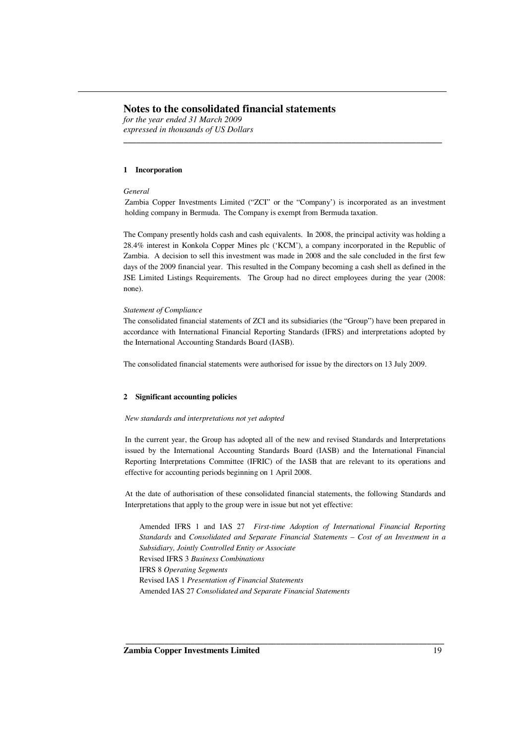# Notes to the consolidated financial statements

*for the year ended 31 March 2009*
*expressed in thousands of US Dollars*

## 1 Incorporation

*General*

Zambia Copper Investments Limited ("ZCI" or the "Company') is incorporated as an investment holding company in Bermuda. The Company is exempt from Bermuda taxation.

The Company presently holds cash and cash equivalents. In 2008, the principal activity was holding a 28.4% interest in Konkola Copper Mines plc ('KCM'), a company incorporated in the Republic of Zambia. A decision to sell this investment was made in 2008 and the sale concluded in the first few days of the 2009 financial year. This resulted in the Company becoming a cash shell as defined in the JSE Limited Listings Requirements. The Group had no direct employees during the year (2008: none).

*Statement of Compliance*

The consolidated financial statements of ZCI and its subsidiaries (the "Group") have been prepared in accordance with International Financial Reporting Standards (IFRS) and interpretations adopted by the International Accounting Standards Board (IASB).

The consolidated financial statements were authorised for issue by the directors on 13 July 2009.

## 2 Significant accounting policies

*New standards and interpretations not yet adopted*

In the current year, the Group has adopted all of the new and revised Standards and Interpretations issued by the International Accounting Standards Board (IASB) and the International Financial Reporting Interpretations Committee (IFRIC) of the IASB that are relevant to its operations and effective for accounting periods beginning on 1 April 2008.

At the date of authorisation of these consolidated financial statements, the following Standards and Interpretations that apply to the group were in issue but not yet effective:

Amended IFRS 1 and IAS 27 *First-time Adoption of International Financial Reporting Standards* and *Consolidated and Separate Financial Statements – Cost of an Investment in a Subsidiary, Jointly Controlled Entity or Associate*
Revised IFRS 3 *Business Combinations*
IFRS 8 *Operating Segments*
Revised IAS 1 *Presentation of Financial Statements*
Amended IAS 27 *Consolidated and Separate Financial Statements*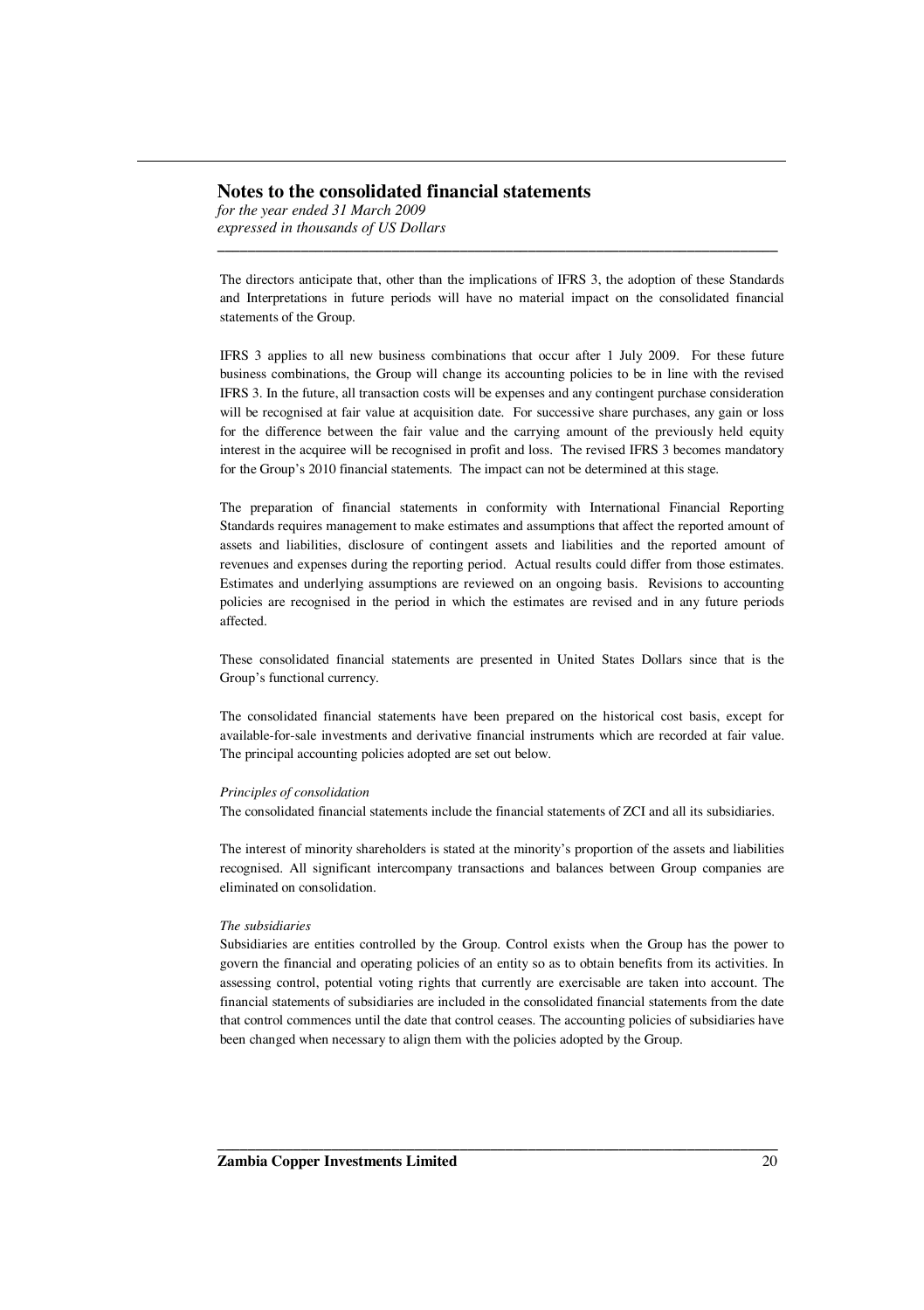The directors anticipate that, other than the implications of IFRS 3, the adoption of these Standards and Interpretations in future periods will have no material impact on the consolidated financial statements of the Group.

IFRS 3 applies to all new business combinations that occur after 1 July 2009. For these future business combinations, the Group will change its accounting policies to be in line with the revised IFRS 3. In the future, all transaction costs will be expenses and any contingent purchase consideration will be recognised at fair value at acquisition date. For successive share purchases, any gain or loss for the difference between the fair value and the carrying amount of the previously held equity interest in the acquiree will be recognised in profit and loss. The revised IFRS 3 becomes mandatory for the Group's 2010 financial statements. The impact can not be determined at this stage.

The preparation of financial statements in conformity with International Financial Reporting Standards requires management to make estimates and assumptions that affect the reported amount of assets and liabilities, disclosure of contingent assets and liabilities and the reported amount of revenues and expenses during the reporting period. Actual results could differ from those estimates. Estimates and underlying assumptions are reviewed on an ongoing basis. Revisions to accounting policies are recognised in the period in which the estimates are revised and in any future periods affected.

These consolidated financial statements are presented in United States Dollars since that is the Group's functional currency.

The consolidated financial statements have been prepared on the historical cost basis, except for available-for-sale investments and derivative financial instruments which are recorded at fair value. The principal accounting policies adopted are set out below.

*Principles of consolidation*

The consolidated financial statements include the financial statements of ZCI and all its subsidiaries.

The interest of minority shareholders is stated at the minority's proportion of the assets and liabilities recognised. All significant intercompany transactions and balances between Group companies are eliminated on consolidation.

*The subsidiaries*

Subsidiaries are entities controlled by the Group. Control exists when the Group has the power to govern the financial and operating policies of an entity so as to obtain benefits from its activities. In assessing control, potential voting rights that currently are exercisable are taken into account. The financial statements of subsidiaries are included in the consolidated financial statements from the date that control commences until the date that control ceases. The accounting policies of subsidiaries have been changed when necessary to align them with the policies adopted by the Group.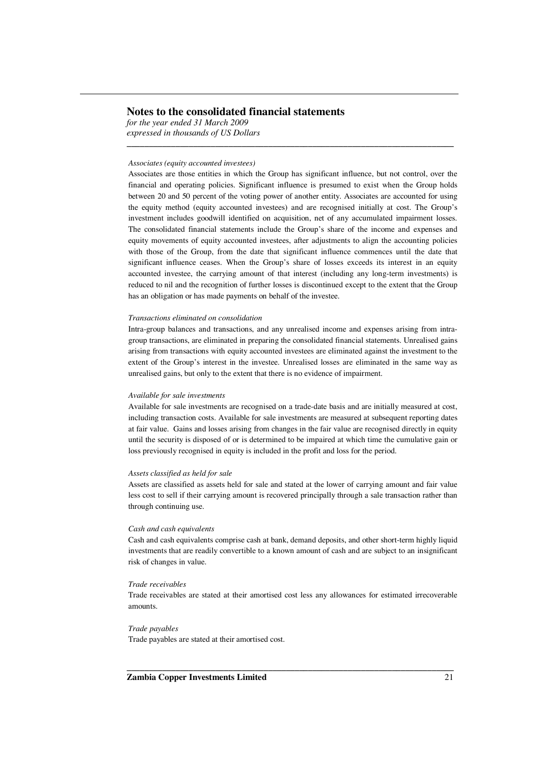## Notes to the consolidated financial statements

*for the year ended 31 March 2009*
*expressed in thousands of US Dollars*

*Associates (equity accounted investees)*

Associates are those entities in which the Group has significant influence, but not control, over the financial and operating policies. Significant influence is presumed to exist when the Group holds between 20 and 50 percent of the voting power of another entity. Associates are accounted for using the equity method (equity accounted investees) and are recognised initially at cost. The Group's investment includes goodwill identified on acquisition, net of any accumulated impairment losses. The consolidated financial statements include the Group's share of the income and expenses and equity movements of equity accounted investees, after adjustments to align the accounting policies with those of the Group, from the date that significant influence commences until the date that significant influence ceases. When the Group's share of losses exceeds its interest in an equity accounted investee, the carrying amount of that interest (including any long-term investments) is reduced to nil and the recognition of further losses is discontinued except to the extent that the Group has an obligation or has made payments on behalf of the investee.

*Transactions eliminated on consolidation*

Intra-group balances and transactions, and any unrealised income and expenses arising from intra-group transactions, are eliminated in preparing the consolidated financial statements. Unrealised gains arising from transactions with equity accounted investees are eliminated against the investment to the extent of the Group's interest in the investee. Unrealised losses are eliminated in the same way as unrealised gains, but only to the extent that there is no evidence of impairment.

*Available for sale investments*

Available for sale investments are recognised on a trade-date basis and are initially measured at cost, including transaction costs. Available for sale investments are measured at subsequent reporting dates at fair value. Gains and losses arising from changes in the fair value are recognised directly in equity until the security is disposed of or is determined to be impaired at which time the cumulative gain or loss previously recognised in equity is included in the profit and loss for the period.

*Assets classified as held for sale*

Assets are classified as assets held for sale and stated at the lower of carrying amount and fair value less cost to sell if their carrying amount is recovered principally through a sale transaction rather than through continuing use.

*Cash and cash equivalents*

Cash and cash equivalents comprise cash at bank, demand deposits, and other short-term highly liquid investments that are readily convertible to a known amount of cash and are subject to an insignificant risk of changes in value.

*Trade receivables*

Trade receivables are stated at their amortised cost less any allowances for estimated irrecoverable amounts.

*Trade payables*

Trade payables are stated at their amortised cost.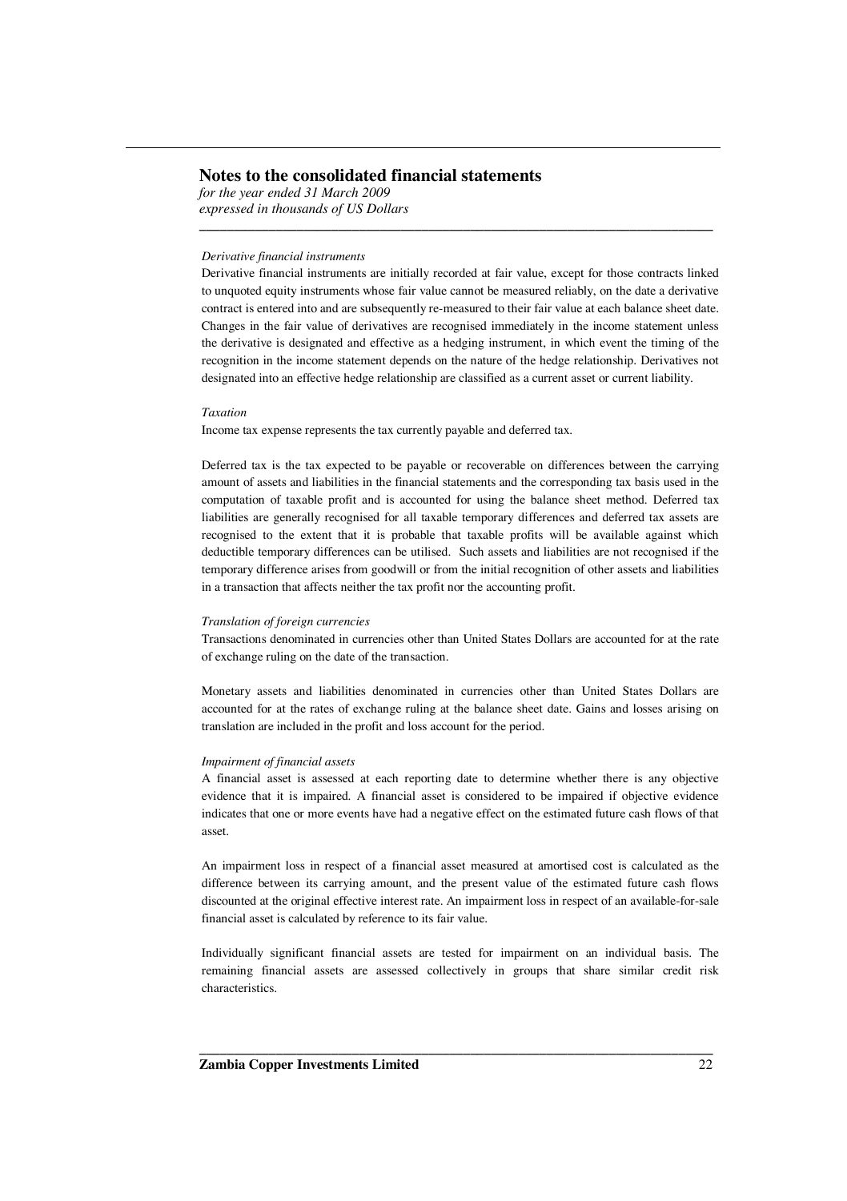## Notes to the consolidated financial statements

*for the year ended 31 March 2009*
*expressed in thousands of US Dollars*

*Derivative financial instruments*

Derivative financial instruments are initially recorded at fair value, except for those contracts linked to unquoted equity instruments whose fair value cannot be measured reliably, on the date a derivative contract is entered into and are subsequently re-measured to their fair value at each balance sheet date. Changes in the fair value of derivatives are recognised immediately in the income statement unless the derivative is designated and effective as a hedging instrument, in which event the timing of the recognition in the income statement depends on the nature of the hedge relationship. Derivatives not designated into an effective hedge relationship are classified as a current asset or current liability.

*Taxation*

Income tax expense represents the tax currently payable and deferred tax.

Deferred tax is the tax expected to be payable or recoverable on differences between the carrying amount of assets and liabilities in the financial statements and the corresponding tax basis used in the computation of taxable profit and is accounted for using the balance sheet method. Deferred tax liabilities are generally recognised for all taxable temporary differences and deferred tax assets are recognised to the extent that it is probable that taxable profits will be available against which deductible temporary differences can be utilised. Such assets and liabilities are not recognised if the temporary difference arises from goodwill or from the initial recognition of other assets and liabilities in a transaction that affects neither the tax profit nor the accounting profit.

*Translation of foreign currencies*

Transactions denominated in currencies other than United States Dollars are accounted for at the rate of exchange ruling on the date of the transaction.

Monetary assets and liabilities denominated in currencies other than United States Dollars are accounted for at the rates of exchange ruling at the balance sheet date. Gains and losses arising on translation are included in the profit and loss account for the period.

*Impairment of financial assets*

A financial asset is assessed at each reporting date to determine whether there is any objective evidence that it is impaired. A financial asset is considered to be impaired if objective evidence indicates that one or more events have had a negative effect on the estimated future cash flows of that asset.

An impairment loss in respect of a financial asset measured at amortised cost is calculated as the difference between its carrying amount, and the present value of the estimated future cash flows discounted at the original effective interest rate. An impairment loss in respect of an available-for-sale financial asset is calculated by reference to its fair value.

Individually significant financial assets are tested for impairment on an individual basis. The remaining financial assets are assessed collectively in groups that share similar credit risk characteristics.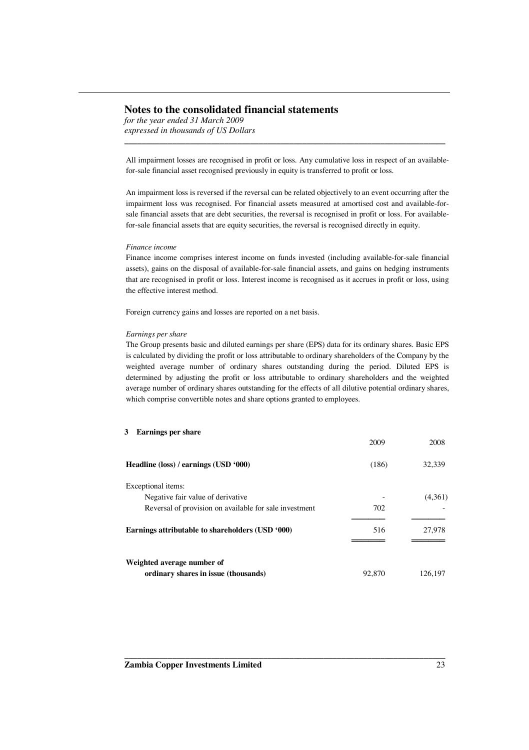## Notes to the consolidated financial statements

*for the year ended 31 March 2009*
*expressed in thousands of US Dollars*

All impairment losses are recognised in profit or loss. Any cumulative loss in respect of an available-for-sale financial asset recognised previously in equity is transferred to profit or loss.

An impairment loss is reversed if the reversal can be related objectively to an event occurring after the impairment loss was recognised. For financial assets measured at amortised cost and available-for-sale financial assets that are debt securities, the reversal is recognised in profit or loss. For available-for-sale financial assets that are equity securities, the reversal is recognised directly in equity.

*Finance income*

Finance income comprises interest income on funds invested (including available-for-sale financial assets), gains on the disposal of available-for-sale financial assets, and gains on hedging instruments that are recognised in profit or loss. Interest income is recognised as it accrues in profit or loss, using the effective interest method.

Foreign currency gains and losses are reported on a net basis.

*Earnings per share*

The Group presents basic and diluted earnings per share (EPS) data for its ordinary shares. Basic EPS is calculated by dividing the profit or loss attributable to ordinary shareholders of the Company by the weighted average number of ordinary shares outstanding during the period. Diluted EPS is determined by adjusting the profit or loss attributable to ordinary shareholders and the weighted average number of ordinary shares outstanding for the effects of all dilutive potential ordinary shares, which comprise convertible notes and share options granted to employees.

### 3 Earnings per share

| | 2009 | 2008 |
|---|---|---|
| **Headline (loss) / earnings (USD '000)** | (186) | 32,339 |
| Exceptional items: | | |
| Negative fair value of derivative | - | (4,361) |
| Reversal of provision on available for sale investment | 702 | - |
| **Earnings attributable to shareholders (USD '000)** | 516 | 27,978 |
| **Weighted average number of ordinary shares in issue (thousands)** | 92,870 | 126,197 |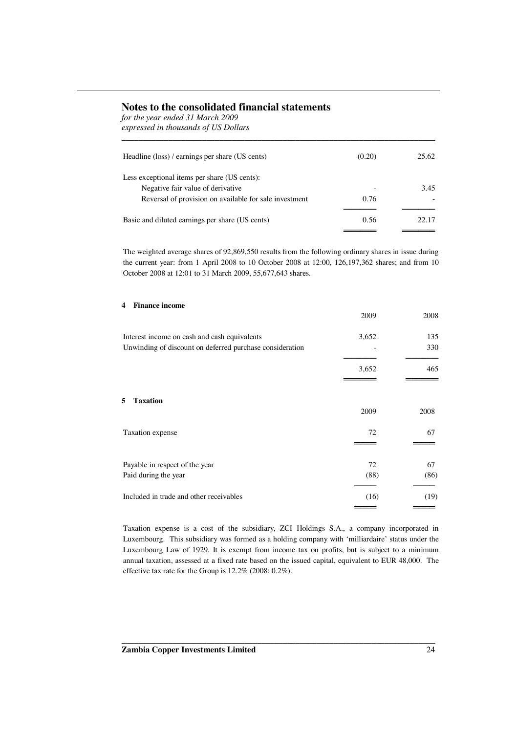## Notes to the consolidated financial statements

*for the year ended 31 March 2009*
*expressed in thousands of US Dollars*

| | | |
|---|---|---|
| Headline (loss) / earnings per share (US cents) | (0.20) | 25.62 |
| Less exceptional items per share (US cents): | | |
| Negative fair value of derivative | - | 3.45 |
| Reversal of provision on available for sale investment | 0.76 | - |
| Basic and diluted earnings per share (US cents) | 0.56 | 22.17 |

The weighted average shares of 92,869,550 results from the following ordinary shares in issue during the current year: from 1 April 2008 to 10 October 2008 at 12:00, 126,197,362 shares; and from 10 October 2008 at 12:01 to 31 March 2009, 55,677,643 shares.

### 4 Finance income

| | 2009 | 2008 |
|---|---|---|
| Interest income on cash and cash equivalents | 3,652 | 135 |
| Unwinding of discount on deferred purchase consideration | - | 330 |
| | 3,652 | 465 |

### 5 Taxation

| | 2009 | 2008 |
|---|---|---|
| Taxation expense | 72 | 67 |
| | | |
| Payable in respect of the year | 72 | 67 |
| Paid during the year | (88) | (86) |
| Included in trade and other receivables | (16) | (19) |

Taxation expense is a cost of the subsidiary, ZCI Holdings S.A., a company incorporated in Luxembourg. This subsidiary was formed as a holding company with 'milliardaire' status under the Luxembourg Law of 1929. It is exempt from income tax on profits, but is subject to a minimum annual taxation, assessed at a fixed rate based on the issued capital, equivalent to EUR 48,000. The effective tax rate for the Group is 12.2% (2008: 0.2%).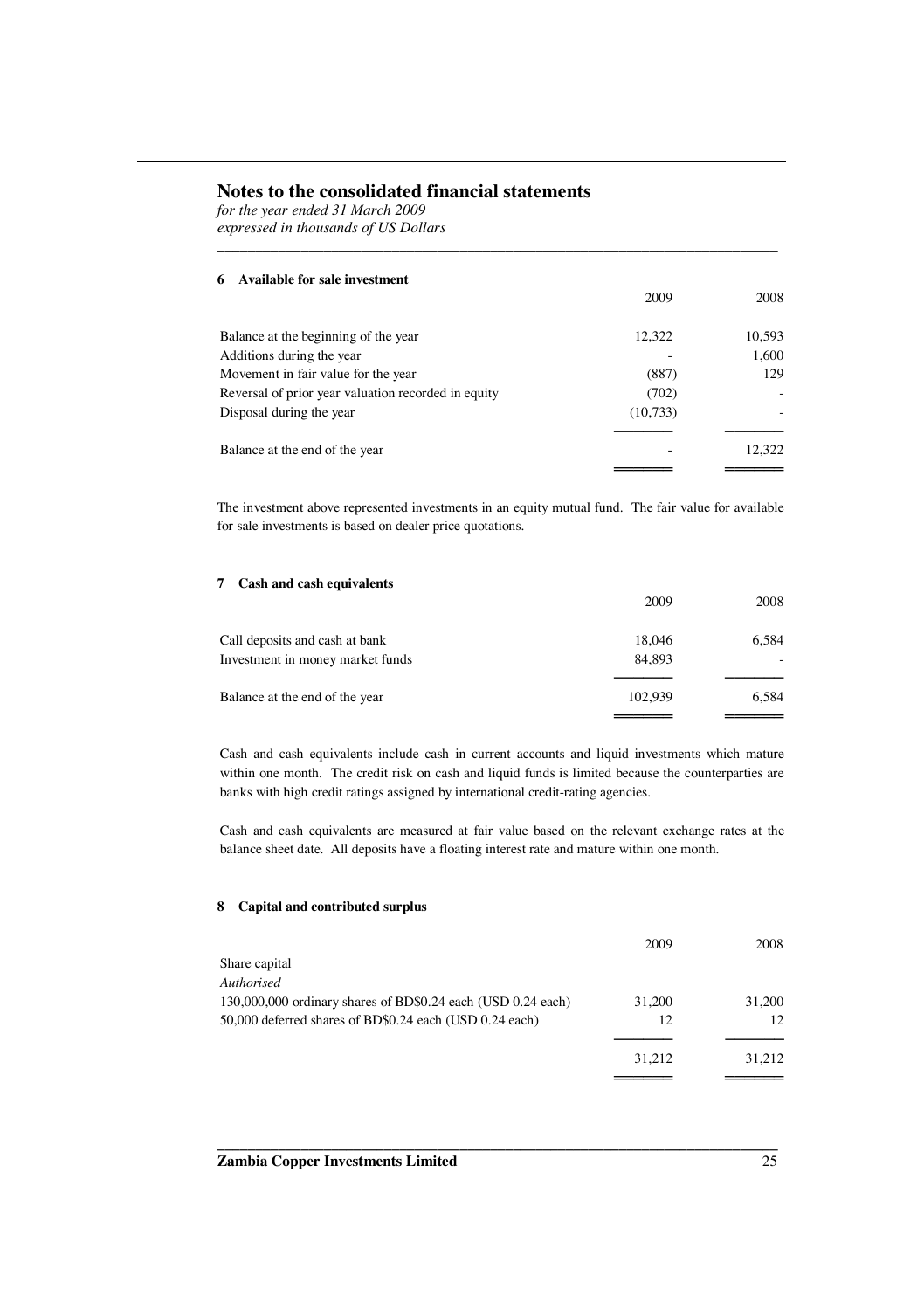# Notes to the consolidated financial statements

*for the year ended 31 March 2009*
*expressed in thousands of US Dollars*

## 6 Available for sale investment

| | 2009 | 2008 |
|---|---|---|
| Balance at the beginning of the year | 12,322 | 10,593 |
| Additions during the year | - | 1,600 |
| Movement in fair value for the year | (887) | 129 |
| Reversal of prior year valuation recorded in equity | (702) | - |
| Disposal during the year | (10,733) | - |
| Balance at the end of the year | - | 12,322 |

The investment above represented investments in an equity mutual fund. The fair value for available for sale investments is based on dealer price quotations.

## 7 Cash and cash equivalents

| | 2009 | 2008 |
|---|---|---|
| Call deposits and cash at bank | 18,046 | 6,584 |
| Investment in money market funds | 84,893 | - |
| Balance at the end of the year | 102,939 | 6,584 |

Cash and cash equivalents include cash in current accounts and liquid investments which mature within one month. The credit risk on cash and liquid funds is limited because the counterparties are banks with high credit ratings assigned by international credit-rating agencies.

Cash and cash equivalents are measured at fair value based on the relevant exchange rates at the balance sheet date. All deposits have a floating interest rate and mature within one month.

## 8 Capital and contributed surplus

| | 2009 | 2008 |
|---|---|---|
| Share capital | | |
| *Authorised* | | |
| 130,000,000 ordinary shares of BD$0.24 each (USD 0.24 each) | 31,200 | 31,200 |
| 50,000 deferred shares of BD$0.24 each (USD 0.24 each) | 12 | 12 |
| | 31,212 | 31,212 |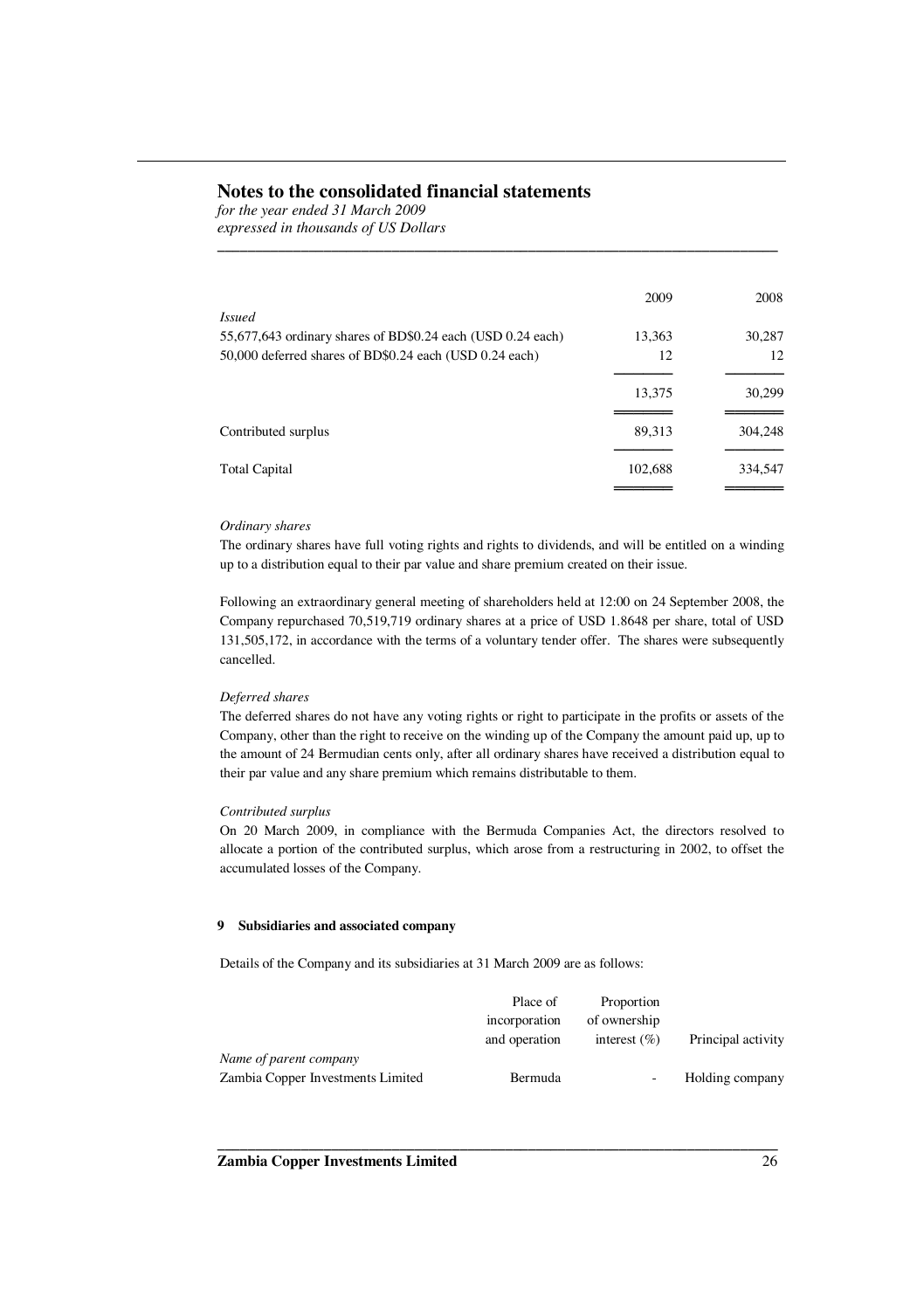# Notes to the consolidated financial statements

*for the year ended 31 March 2009*
*expressed in thousands of US Dollars*

| | 2009 | 2008 |
|---|---|---|
| *Issued* | | |
| 55,677,643 ordinary shares of BD$0.24 each (USD 0.24 each) | 13,363 | 30,287 |
| 50,000 deferred shares of BD$0.24 each (USD 0.24 each) | 12 | 12 |
| | 13,375 | 30,299 |
| Contributed surplus | 89,313 | 304,248 |
| Total Capital | 102,688 | 334,547 |

*Ordinary shares*

The ordinary shares have full voting rights and rights to dividends, and will be entitled on a winding up to a distribution equal to their par value and share premium created on their issue.

Following an extraordinary general meeting of shareholders held at 12:00 on 24 September 2008, the Company repurchased 70,519,719 ordinary shares at a price of USD 1.8648 per share, total of USD 131,505,172, in accordance with the terms of a voluntary tender offer. The shares were subsequently cancelled.

*Deferred shares*

The deferred shares do not have any voting rights or right to participate in the profits or assets of the Company, other than the right to receive on the winding up of the Company the amount paid up, up to the amount of 24 Bermudian cents only, after all ordinary shares have received a distribution equal to their par value and any share premium which remains distributable to them.

*Contributed surplus*

On 20 March 2009, in compliance with the Bermuda Companies Act, the directors resolved to allocate a portion of the contributed surplus, which arose from a restructuring in 2002, to offset the accumulated losses of the Company.

## 9 Subsidiaries and associated company

Details of the Company and its subsidiaries at 31 March 2009 are as follows:

| | Place of incorporation and operation | Proportion of ownership interest (%) | Principal activity |
|---|---|---|---|
| *Name of parent company* | | | |
| Zambia Copper Investments Limited | Bermuda | - | Holding company |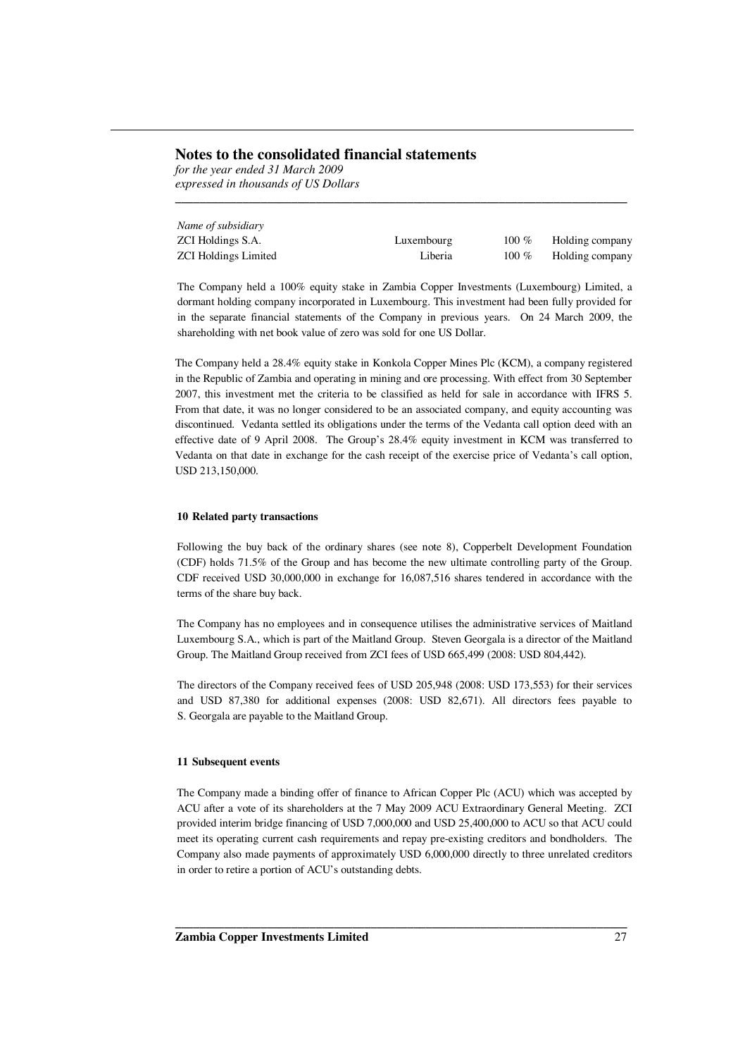## Notes to the consolidated financial statements

*for the year ended 31 March 2009*
*expressed in thousands of US Dollars*

| *Name of subsidiary* | | | |
|---|---|---|---|
| ZCI Holdings S.A. | Luxembourg | 100 % | Holding company |
| ZCI Holdings Limited | Liberia | 100 % | Holding company |

The Company held a 100% equity stake in Zambia Copper Investments (Luxembourg) Limited, a dormant holding company incorporated in Luxembourg. This investment had been fully provided for in the separate financial statements of the Company in previous years. On 24 March 2009, the shareholding with net book value of zero was sold for one US Dollar.

The Company held a 28.4% equity stake in Konkola Copper Mines Plc (KCM), a company registered in the Republic of Zambia and operating in mining and ore processing. With effect from 30 September 2007, this investment met the criteria to be classified as held for sale in accordance with IFRS 5. From that date, it was no longer considered to be an associated company, and equity accounting was discontinued. Vedanta settled its obligations under the terms of the Vedanta call option deed with an effective date of 9 April 2008. The Group's 28.4% equity investment in KCM was transferred to Vedanta on that date in exchange for the cash receipt of the exercise price of Vedanta's call option, USD 213,150,000.

#### 10 Related party transactions

Following the buy back of the ordinary shares (see note 8), Copperbelt Development Foundation (CDF) holds 71.5% of the Group and has become the new ultimate controlling party of the Group. CDF received USD 30,000,000 in exchange for 16,087,516 shares tendered in accordance with the terms of the share buy back.

The Company has no employees and in consequence utilises the administrative services of Maitland Luxembourg S.A., which is part of the Maitland Group. Steven Georgala is a director of the Maitland Group. The Maitland Group received from ZCI fees of USD 665,499 (2008: USD 804,442).

The directors of the Company received fees of USD 205,948 (2008: USD 173,553) for their services and USD 87,380 for additional expenses (2008: USD 82,671). All directors fees payable to S. Georgala are payable to the Maitland Group.

#### 11 Subsequent events

The Company made a binding offer of finance to African Copper Plc (ACU) which was accepted by ACU after a vote of its shareholders at the 7 May 2009 ACU Extraordinary General Meeting. ZCI provided interim bridge financing of USD 7,000,000 and USD 25,400,000 to ACU so that ACU could meet its operating current cash requirements and repay pre-existing creditors and bondholders. The Company also made payments of approximately USD 6,000,000 directly to three unrelated creditors in order to retire a portion of ACU's outstanding debts.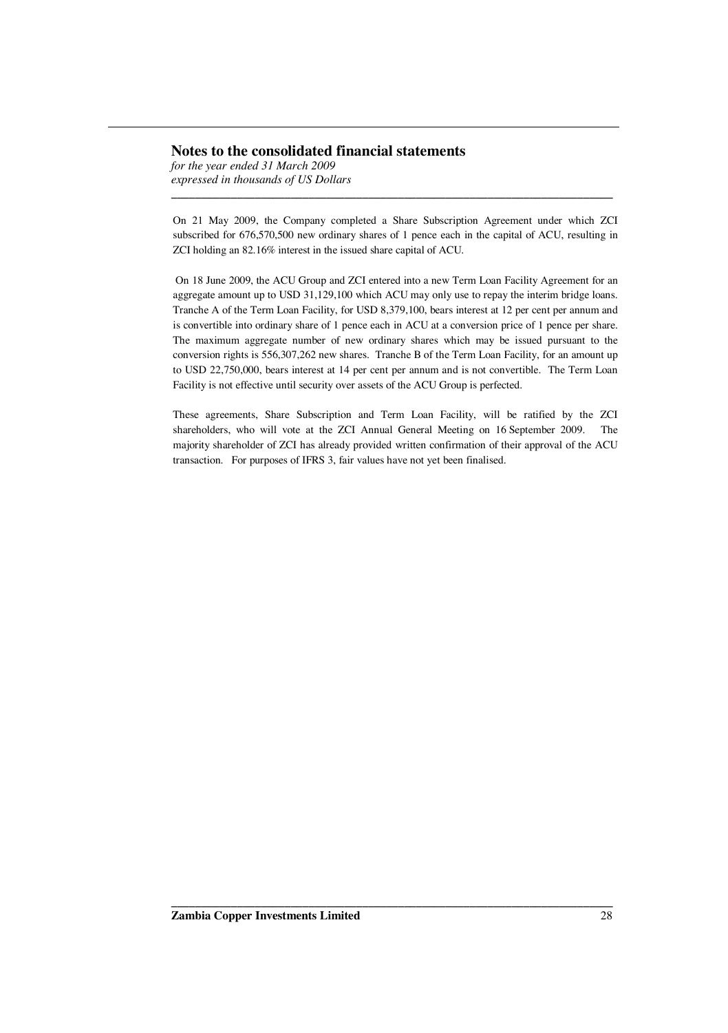On 21 May 2009, the Company completed a Share Subscription Agreement under which ZCI subscribed for 676,570,500 new ordinary shares of 1 pence each in the capital of ACU, resulting in ZCI holding an 82.16% interest in the issued share capital of ACU.

On 18 June 2009, the ACU Group and ZCI entered into a new Term Loan Facility Agreement for an aggregate amount up to USD 31,129,100 which ACU may only use to repay the interim bridge loans. Tranche A of the Term Loan Facility, for USD 8,379,100, bears interest at 12 per cent per annum and is convertible into ordinary share of 1 pence each in ACU at a conversion price of 1 pence per share. The maximum aggregate number of new ordinary shares which may be issued pursuant to the conversion rights is 556,307,262 new shares. Tranche B of the Term Loan Facility, for an amount up to USD 22,750,000, bears interest at 14 per cent per annum and is not convertible. The Term Loan Facility is not effective until security over assets of the ACU Group is perfected.

These agreements, Share Subscription and Term Loan Facility, will be ratified by the ZCI shareholders, who will vote at the ZCI Annual General Meeting on 16 September 2009. The majority shareholder of ZCI has already provided written confirmation of their approval of the ACU transaction. For purposes of IFRS 3, fair values have not yet been finalised.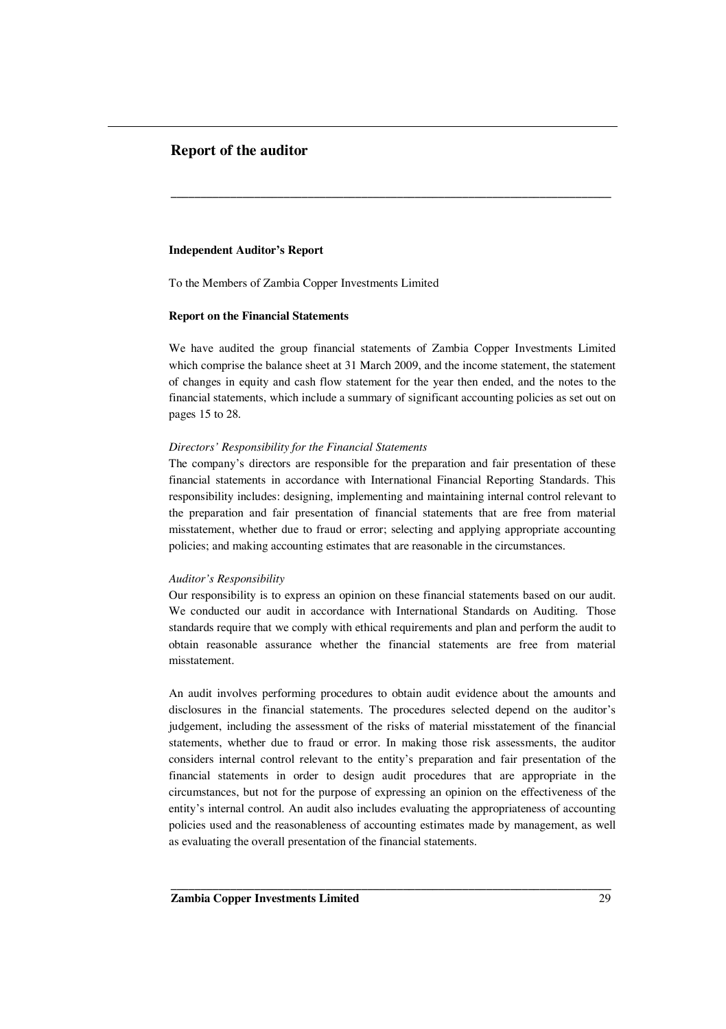## Report of the auditor

**Independent Auditor's Report**

To the Members of Zambia Copper Investments Limited

**Report on the Financial Statements**

We have audited the group financial statements of Zambia Copper Investments Limited which comprise the balance sheet at 31 March 2009, and the income statement, the statement of changes in equity and cash flow statement for the year then ended, and the notes to the financial statements, which include a summary of significant accounting policies as set out on pages 15 to 28.

*Directors' Responsibility for the Financial Statements*

The company's directors are responsible for the preparation and fair presentation of these financial statements in accordance with International Financial Reporting Standards. This responsibility includes: designing, implementing and maintaining internal control relevant to the preparation and fair presentation of financial statements that are free from material misstatement, whether due to fraud or error; selecting and applying appropriate accounting policies; and making accounting estimates that are reasonable in the circumstances.

*Auditor's Responsibility*

Our responsibility is to express an opinion on these financial statements based on our audit. We conducted our audit in accordance with International Standards on Auditing. Those standards require that we comply with ethical requirements and plan and perform the audit to obtain reasonable assurance whether the financial statements are free from material misstatement.

An audit involves performing procedures to obtain audit evidence about the amounts and disclosures in the financial statements. The procedures selected depend on the auditor's judgement, including the assessment of the risks of material misstatement of the financial statements, whether due to fraud or error. In making those risk assessments, the auditor considers internal control relevant to the entity's preparation and fair presentation of the financial statements in order to design audit procedures that are appropriate in the circumstances, but not for the purpose of expressing an opinion on the effectiveness of the entity's internal control. An audit also includes evaluating the appropriateness of accounting policies used and the reasonableness of accounting estimates made by management, as well as evaluating the overall presentation of the financial statements.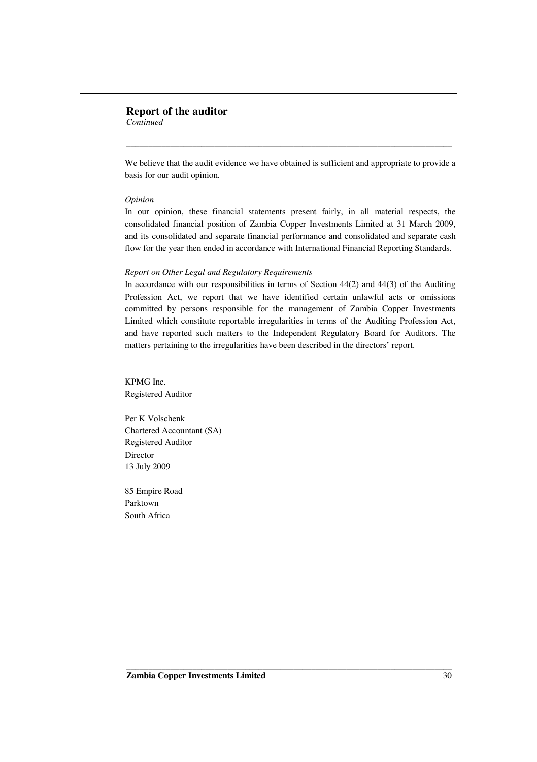## Report of the auditor

*Continued*

We believe that the audit evidence we have obtained is sufficient and appropriate to provide a basis for our audit opinion.

*Opinion*

In our opinion, these financial statements present fairly, in all material respects, the consolidated financial position of Zambia Copper Investments Limited at 31 March 2009, and its consolidated and separate financial performance and consolidated and separate cash flow for the year then ended in accordance with International Financial Reporting Standards.

*Report on Other Legal and Regulatory Requirements*

In accordance with our responsibilities in terms of Section 44(2) and 44(3) of the Auditing Profession Act, we report that we have identified certain unlawful acts or omissions committed by persons responsible for the management of Zambia Copper Investments Limited which constitute reportable irregularities in terms of the Auditing Profession Act, and have reported such matters to the Independent Regulatory Board for Auditors. The matters pertaining to the irregularities have been described in the directors' report.

KPMG Inc.
Registered Auditor

Per K Volschenk
Chartered Accountant (SA)
Registered Auditor
Director
13 July 2009

85 Empire Road
Parktown
South Africa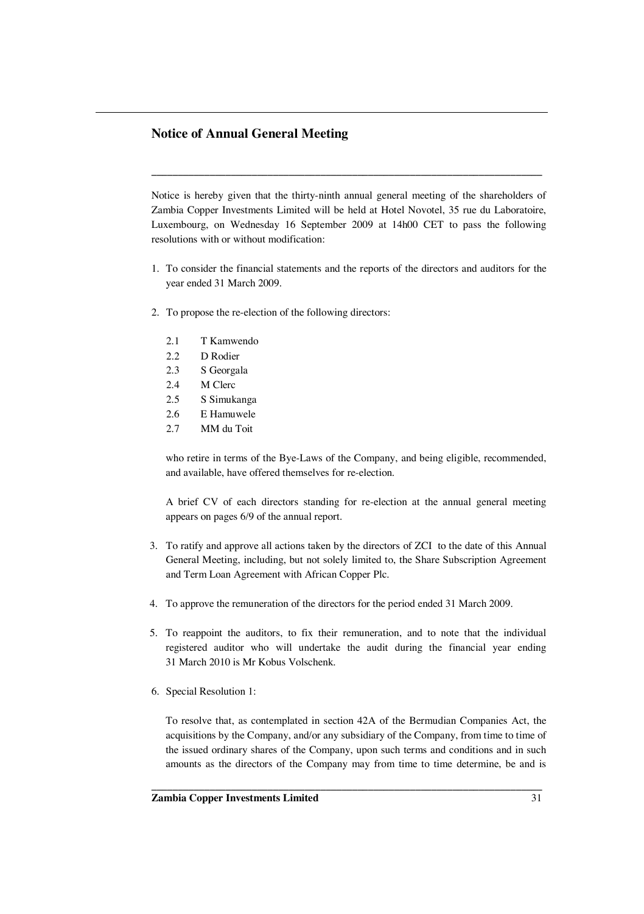## Notice of Annual General Meeting

Notice is hereby given that the thirty-ninth annual general meeting of the shareholders of Zambia Copper Investments Limited will be held at Hotel Novotel, 35 rue du Laboratoire, Luxembourg, on Wednesday 16 September 2009 at 14h00 CET to pass the following resolutions with or without modification:

1. To consider the financial statements and the reports of the directors and auditors for the year ended 31 March 2009.

2. To propose the re-election of the following directors:

   2.1 T Kamwendo
   2.2 D Rodier
   2.3 S Georgala
   2.4 M Clerc
   2.5 S Simukanga
   2.6 E Hamuwele
   2.7 MM du Toit

   who retire in terms of the Bye-Laws of the Company, and being eligible, recommended, and available, have offered themselves for re-election.

   A brief CV of each directors standing for re-election at the annual general meeting appears on pages 6/9 of the annual report.

3. To ratify and approve all actions taken by the directors of ZCI to the date of this Annual General Meeting, including, but not solely limited to, the Share Subscription Agreement and Term Loan Agreement with African Copper Plc.

4. To approve the remuneration of the directors for the period ended 31 March 2009.

5. To reappoint the auditors, to fix their remuneration, and to note that the individual registered auditor who will undertake the audit during the financial year ending 31 March 2010 is Mr Kobus Volschenk.

6. Special Resolution 1:

   To resolve that, as contemplated in section 42A of the Bermudian Companies Act, the acquisitions by the Company, and/or any subsidiary of the Company, from time to time of the issued ordinary shares of the Company, upon such terms and conditions and in such amounts as the directors of the Company may from time to time determine, be and is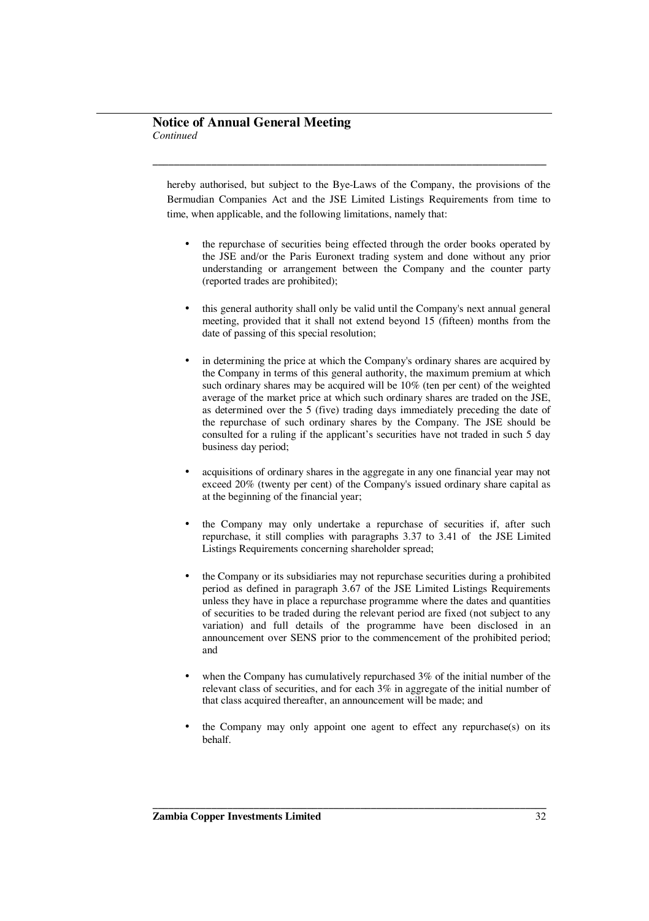## Notice of Annual General Meeting

*Continued*

hereby authorised, but subject to the Bye-Laws of the Company, the provisions of the Bermudian Companies Act and the JSE Limited Listings Requirements from time to time, when applicable, and the following limitations, namely that:

- the repurchase of securities being effected through the order books operated by the JSE and/or the Paris Euronext trading system and done without any prior understanding or arrangement between the Company and the counter party (reported trades are prohibited);

- this general authority shall only be valid until the Company's next annual general meeting, provided that it shall not extend beyond 15 (fifteen) months from the date of passing of this special resolution;

- in determining the price at which the Company's ordinary shares are acquired by the Company in terms of this general authority, the maximum premium at which such ordinary shares may be acquired will be 10% (ten per cent) of the weighted average of the market price at which such ordinary shares are traded on the JSE, as determined over the 5 (five) trading days immediately preceding the date of the repurchase of such ordinary shares by the Company. The JSE should be consulted for a ruling if the applicant's securities have not traded in such 5 day business day period;

- acquisitions of ordinary shares in the aggregate in any one financial year may not exceed 20% (twenty per cent) of the Company's issued ordinary share capital as at the beginning of the financial year;

- the Company may only undertake a repurchase of securities if, after such repurchase, it still complies with paragraphs 3.37 to 3.41 of the JSE Limited Listings Requirements concerning shareholder spread;

- the Company or its subsidiaries may not repurchase securities during a prohibited period as defined in paragraph 3.67 of the JSE Limited Listings Requirements unless they have in place a repurchase programme where the dates and quantities of securities to be traded during the relevant period are fixed (not subject to any variation) and full details of the programme have been disclosed in an announcement over SENS prior to the commencement of the prohibited period; and

- when the Company has cumulatively repurchased 3% of the initial number of the relevant class of securities, and for each 3% in aggregate of the initial number of that class acquired thereafter, an announcement will be made; and

- the Company may only appoint one agent to effect any repurchase(s) on its behalf.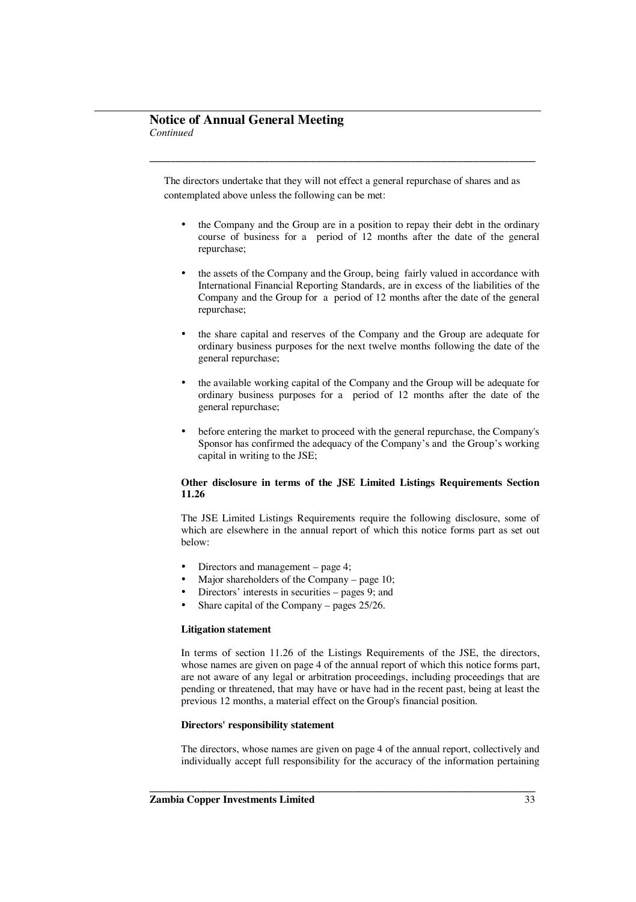The directors undertake that they will not effect a general repurchase of shares and as contemplated above unless the following can be met:

- the Company and the Group are in a position to repay their debt in the ordinary course of business for a period of 12 months after the date of the general repurchase;
- the assets of the Company and the Group, being fairly valued in accordance with International Financial Reporting Standards, are in excess of the liabilities of the Company and the Group for a period of 12 months after the date of the general repurchase;
- the share capital and reserves of the Company and the Group are adequate for ordinary business purposes for the next twelve months following the date of the general repurchase;
- the available working capital of the Company and the Group will be adequate for ordinary business purposes for a period of 12 months after the date of the general repurchase;
- before entering the market to proceed with the general repurchase, the Company's Sponsor has confirmed the adequacy of the Company's and the Group's working capital in writing to the JSE;

**Other disclosure in terms of the JSE Limited Listings Requirements Section 11.26**

The JSE Limited Listings Requirements require the following disclosure, some of which are elsewhere in the annual report of which this notice forms part as set out below:

- Directors and management – page 4;
- Major shareholders of the Company – page 10;
- Directors' interests in securities – pages 9; and
- Share capital of the Company – pages 25/26.

**Litigation statement**

In terms of section 11.26 of the Listings Requirements of the JSE, the directors, whose names are given on page 4 of the annual report of which this notice forms part, are not aware of any legal or arbitration proceedings, including proceedings that are pending or threatened, that may have or have had in the recent past, being at least the previous 12 months, a material effect on the Group's financial position.

**Directors' responsibility statement**

The directors, whose names are given on page 4 of the annual report, collectively and individually accept full responsibility for the accuracy of the information pertaining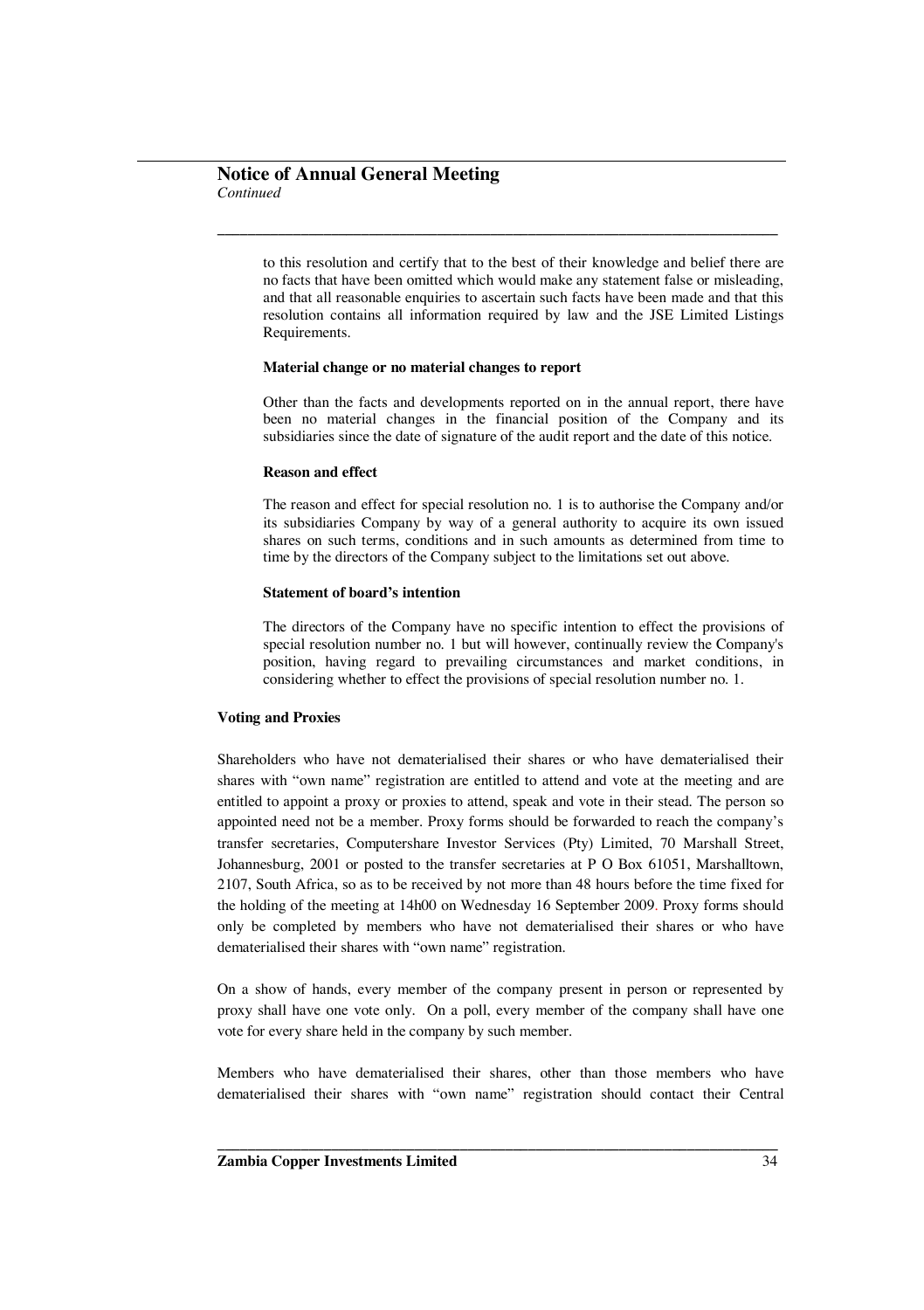to this resolution and certify that to the best of their knowledge and belief there are no facts that have been omitted which would make any statement false or misleading, and that all reasonable enquiries to ascertain such facts have been made and that this resolution contains all information required by law and the JSE Limited Listings Requirements.

**Material change or no material changes to report**

Other than the facts and developments reported on in the annual report, there have been no material changes in the financial position of the Company and its subsidiaries since the date of signature of the audit report and the date of this notice.

**Reason and effect**

The reason and effect for special resolution no. 1 is to authorise the Company and/or its subsidiaries Company by way of a general authority to acquire its own issued shares on such terms, conditions and in such amounts as determined from time to time by the directors of the Company subject to the limitations set out above.

**Statement of board's intention**

The directors of the Company have no specific intention to effect the provisions of special resolution number no. 1 but will however, continually review the Company's position, having regard to prevailing circumstances and market conditions, in considering whether to effect the provisions of special resolution number no. 1.

**Voting and Proxies**

Shareholders who have not dematerialised their shares or who have dematerialised their shares with "own name" registration are entitled to attend and vote at the meeting and are entitled to appoint a proxy or proxies to attend, speak and vote in their stead. The person so appointed need not be a member. Proxy forms should be forwarded to reach the company's transfer secretaries, Computershare Investor Services (Pty) Limited, 70 Marshall Street, Johannesburg, 2001 or posted to the transfer secretaries at P O Box 61051, Marshalltown, 2107, South Africa, so as to be received by not more than 48 hours before the time fixed for the holding of the meeting at 14h00 on Wednesday 16 September 2009. Proxy forms should only be completed by members who have not dematerialised their shares or who have dematerialised their shares with "own name" registration.

On a show of hands, every member of the company present in person or represented by proxy shall have one vote only. On a poll, every member of the company shall have one vote for every share held in the company by such member.

Members who have dematerialised their shares, other than those members who have dematerialised their shares with "own name" registration should contact their Central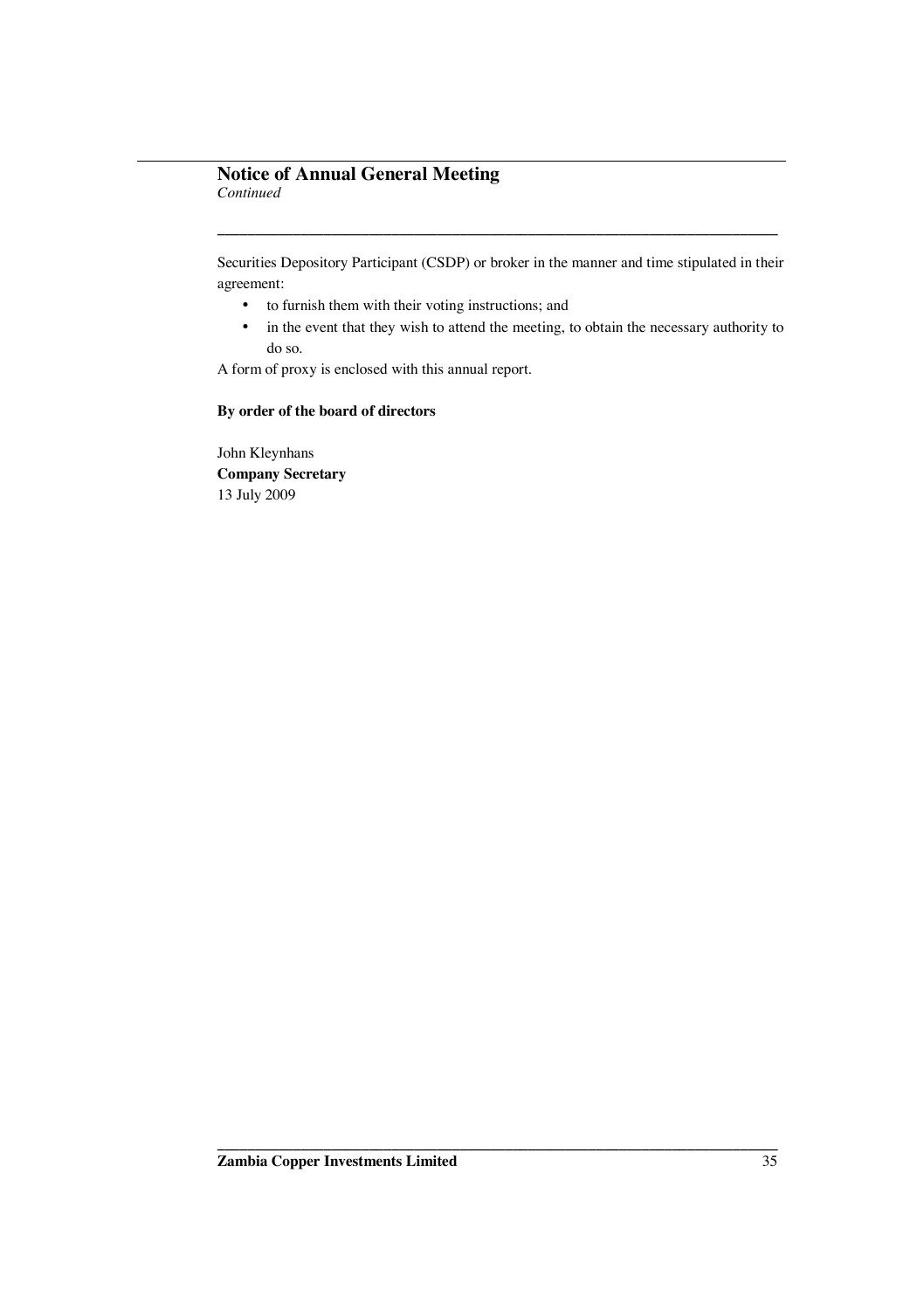## Notice of Annual General Meeting

*Continued*

Securities Depository Participant (CSDP) or broker in the manner and time stipulated in their agreement:

- to furnish them with their voting instructions; and
- in the event that they wish to attend the meeting, to obtain the necessary authority to do so.

A form of proxy is enclosed with this annual report.

**By order of the board of directors**

John Kleynhans
**Company Secretary**
13 July 2009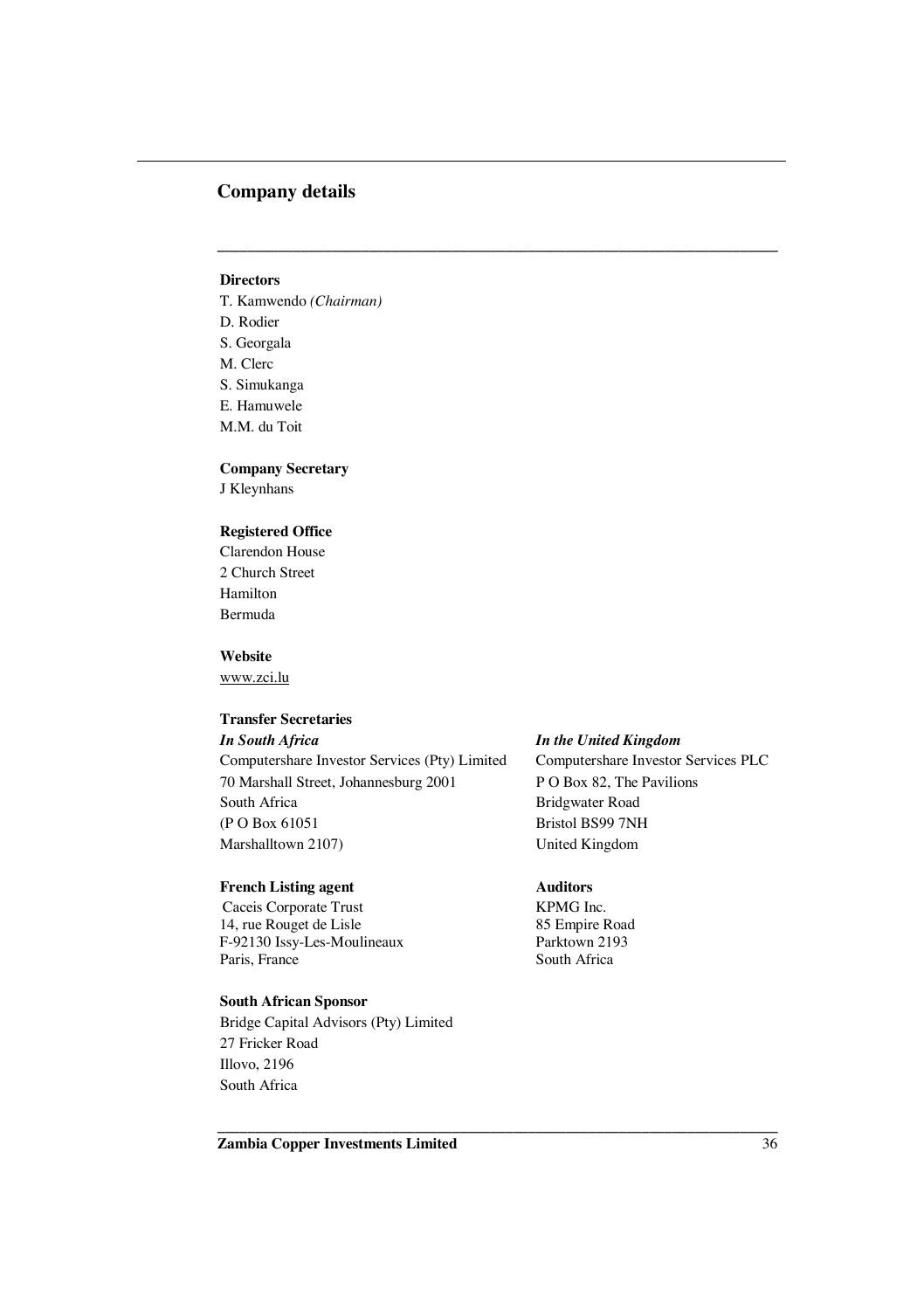## Company details

**Directors**

T. Kamwendo *(Chairman)*
D. Rodier
S. Georgala
M. Clerc
S. Simukanga
E. Hamuwele
M.M. du Toit

**Company Secretary**

J Kleynhans

**Registered Office**

Clarendon House
2 Church Street
Hamilton
Bermuda

**Website**

www.zci.lu

**Transfer Secretaries**

***In South Africa***

Computershare Investor Services (Pty) Limited
70 Marshall Street, Johannesburg 2001
South Africa
(P O Box 61051
Marshalltown 2107)

***In the United Kingdom***

Computershare Investor Services PLC
P O Box 82, The Pavilions
Bridgwater Road
Bristol BS99 7NH
United Kingdom

**French Listing agent**

Caceis Corporate Trust
14, rue Rouget de Lisle
F-92130 Issy-Les-Moulineaux
Paris, France

**Auditors**

KPMG Inc.
85 Empire Road
Parktown 2193
South Africa

**South African Sponsor**

Bridge Capital Advisors (Pty) Limited
27 Fricker Road
Illovo, 2196
South Africa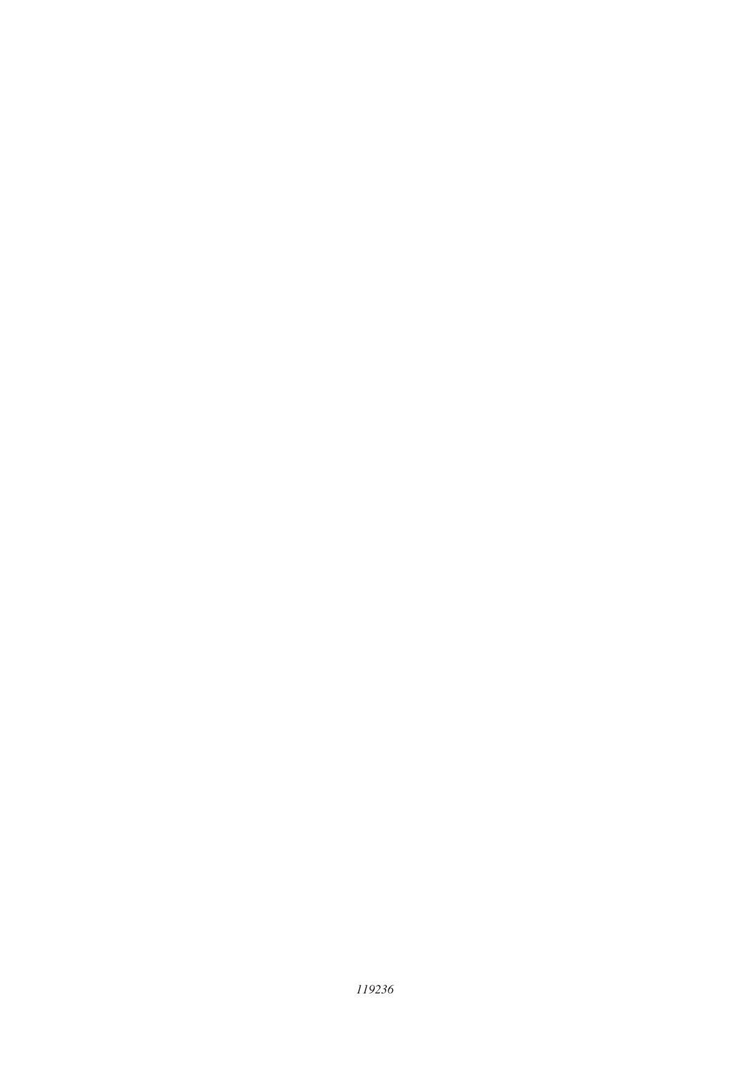*119236*